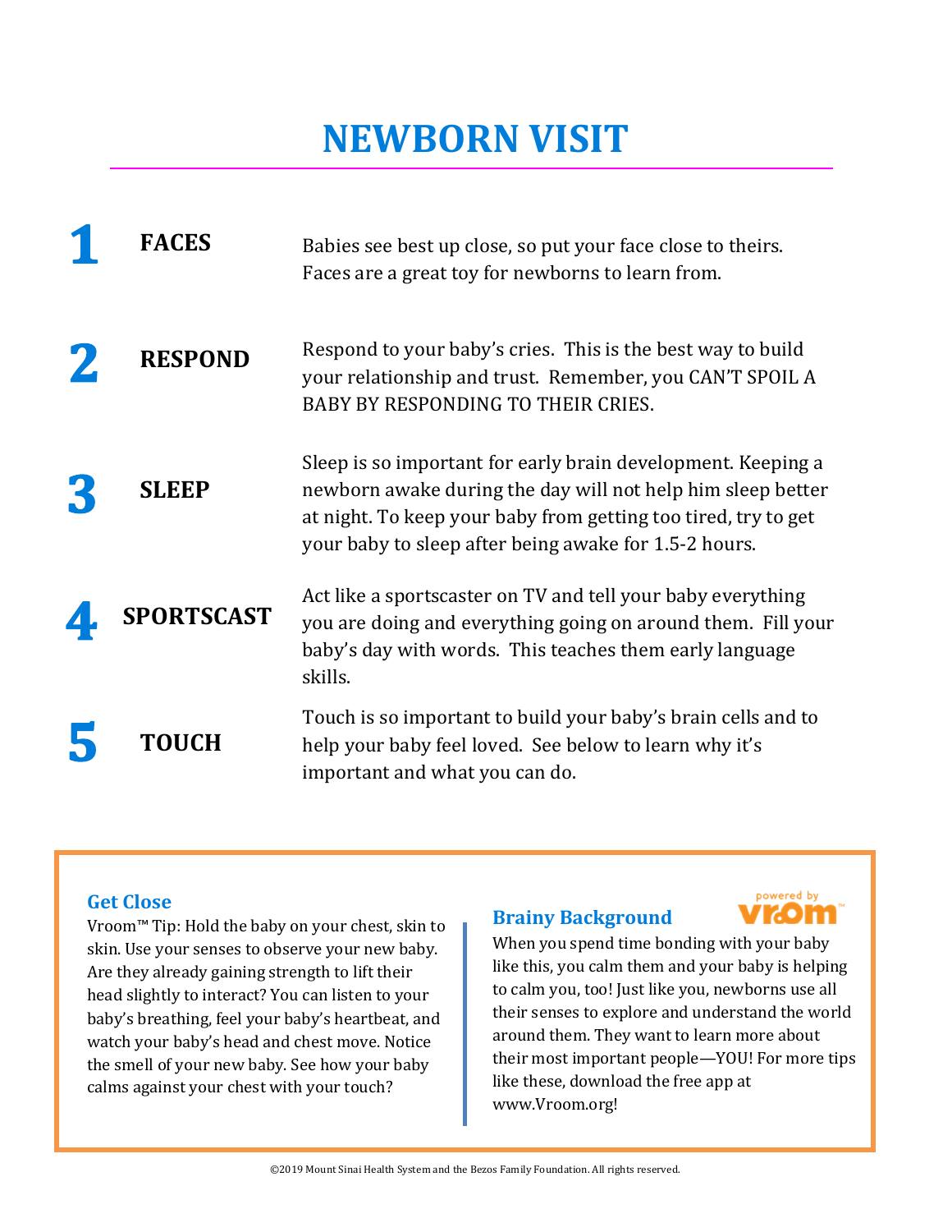# NEWBORN VISIT

| | | |
|---|---|---|
| **1** | **FACES** | Babies see best up close, so put your face close to theirs. Faces are a great toy for newborns to learn from. |
| **2** | **RESPOND** | Respond to your baby's cries. This is the best way to build your relationship and trust. Remember, you CAN'T SPOIL A BABY BY RESPONDING TO THEIR CRIES. |
| **3** | **SLEEP** | Sleep is so important for early brain development. Keeping a newborn awake during the day will not help him sleep better at night. To keep your baby from getting too tired, try to get your baby to sleep after being awake for 1.5-2 hours. |
| **4** | **SPORTSCAST** | Act like a sportscaster on TV and tell your baby everything you are doing and everything going on around them. Fill your baby's day with words. This teaches them early language skills. |
| **5** | **TOUCH** | Touch is so important to build your baby's brain cells and to help your baby feel loved. See below to learn why it's important and what you can do. |

### Get Close

Vroom™ Tip: Hold the baby on your chest, skin to skin. Use your senses to observe your new baby. Are they already gaining strength to lift their head slightly to interact? You can listen to your baby's breathing, feel your baby's heartbeat, and watch your baby's head and chest move. Notice the smell of your new baby. See how your baby calms against your chest with your touch?

### Brainy Background

powered by vroom

When you spend time bonding with your baby like this, you calm them and your baby is helping to calm you, too! Just like you, newborns use all their senses to explore and understand the world around them. They want to learn more about their most important people—YOU! For more tips like these, download the free app at www.Vroom.org!

©2019 Mount Sinai Health System and the Bezos Family Foundation. All rights reserved.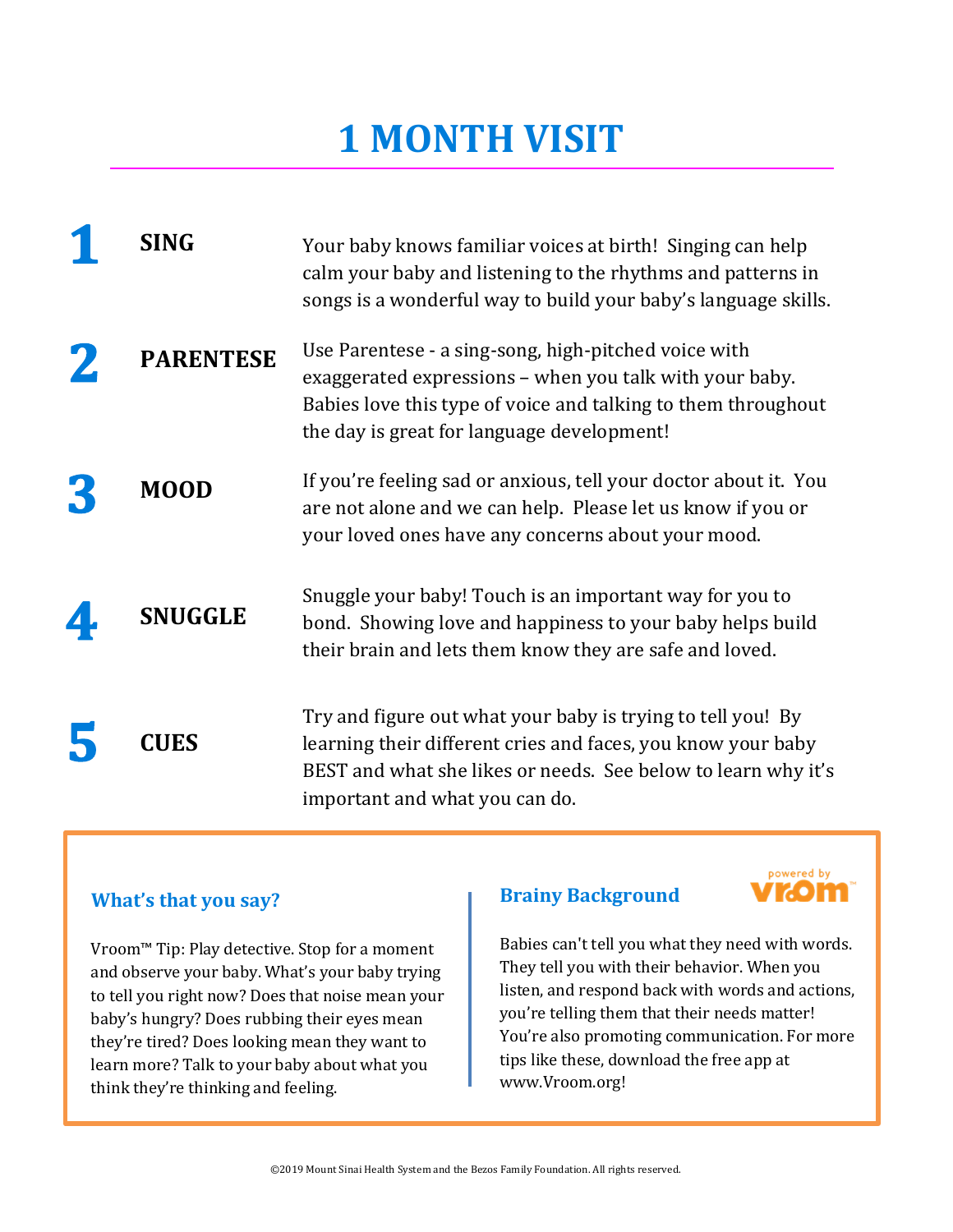# 1 MONTH VISIT

**1** **SING**

Your baby knows familiar voices at birth! Singing can help calm your baby and listening to the rhythms and patterns in songs is a wonderful way to build your baby's language skills.

**2** **PARENTESE**

Use Parentese - a sing-song, high-pitched voice with exaggerated expressions – when you talk with your baby. Babies love this type of voice and talking to them throughout the day is great for language development!

**3** **MOOD**

If you're feeling sad or anxious, tell your doctor about it. You are not alone and we can help. Please let us know if you or your loved ones have any concerns about your mood.

**4** **SNUGGLE**

Snuggle your baby! Touch is an important way for you to bond. Showing love and happiness to your baby helps build their brain and lets them know they are safe and loved.

**5** **CUES**

Try and figure out what your baby is trying to tell you! By learning their different cries and faces, you know your baby BEST and what she likes or needs. See below to learn why it's important and what you can do.

### What's that you say?

Vroom™ Tip: Play detective. Stop for a moment and observe your baby. What's your baby trying to tell you right now? Does that noise mean your baby's hungry? Does rubbing their eyes mean they're tired? Does looking mean they want to learn more? Talk to your baby about what you think they're thinking and feeling.

### Brainy Background

powered by vroom™

Babies can't tell you what they need with words. They tell you with their behavior. When you listen, and respond back with words and actions, you're telling them that their needs matter! You're also promoting communication. For more tips like these, download the free app at www.Vroom.org!

©2019 Mount Sinai Health System and the Bezos Family Foundation. All rights reserved.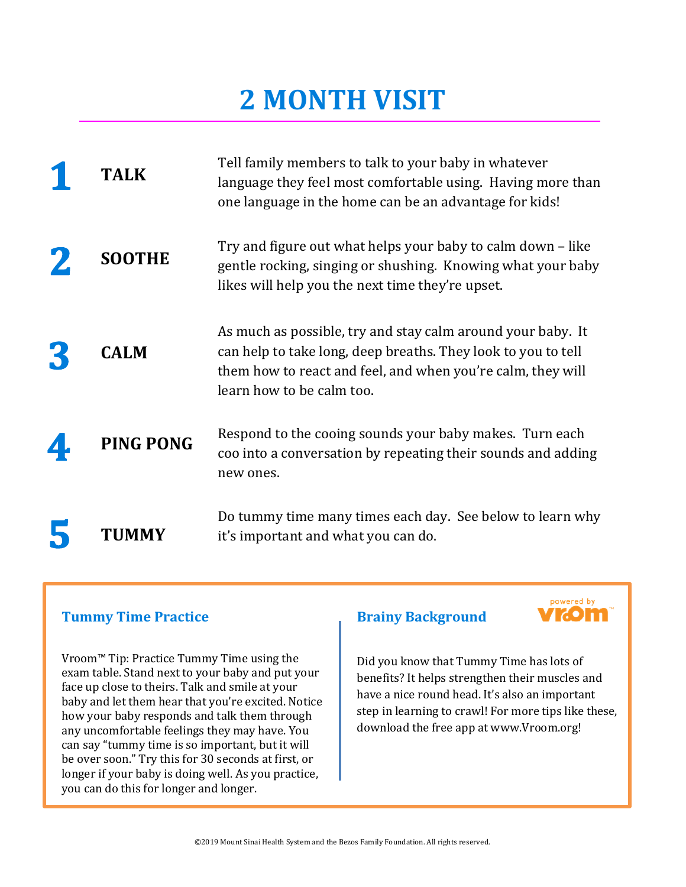# 2 MONTH VISIT

| | | |
|---|---|---|
| **1** | **TALK** | Tell family members to talk to your baby in whatever language they feel most comfortable using. Having more than one language in the home can be an advantage for kids! |
| **2** | **SOOTHE** | Try and figure out what helps your baby to calm down – like gentle rocking, singing or shushing. Knowing what your baby likes will help you the next time they're upset. |
| **3** | **CALM** | As much as possible, try and stay calm around your baby. It can help to take long, deep breaths. They look to you to tell them how to react and feel, and when you're calm, they will learn how to be calm too. |
| **4** | **PING PONG** | Respond to the cooing sounds your baby makes. Turn each coo into a conversation by repeating their sounds and adding new ones. |
| **5** | **TUMMY** | Do tummy time many times each day. See below to learn why it's important and what you can do. |

### Tummy Time Practice

Vroom™ Tip: Practice Tummy Time using the exam table. Stand next to your baby and put your face up close to theirs. Talk and smile at your baby and let them hear that you're excited. Notice how your baby responds and talk them through any uncomfortable feelings they may have. You can say "tummy time is so important, but it will be over soon." Try this for 30 seconds at first, or longer if your baby is doing well. As you practice, you can do this for longer and longer.

### Brainy Background

powered by vroom™

Did you know that Tummy Time has lots of benefits? It helps strengthen their muscles and have a nice round head. It's also an important step in learning to crawl! For more tips like these, download the free app at www.Vroom.org!

©2019 Mount Sinai Health System and the Bezos Family Foundation. All rights reserved.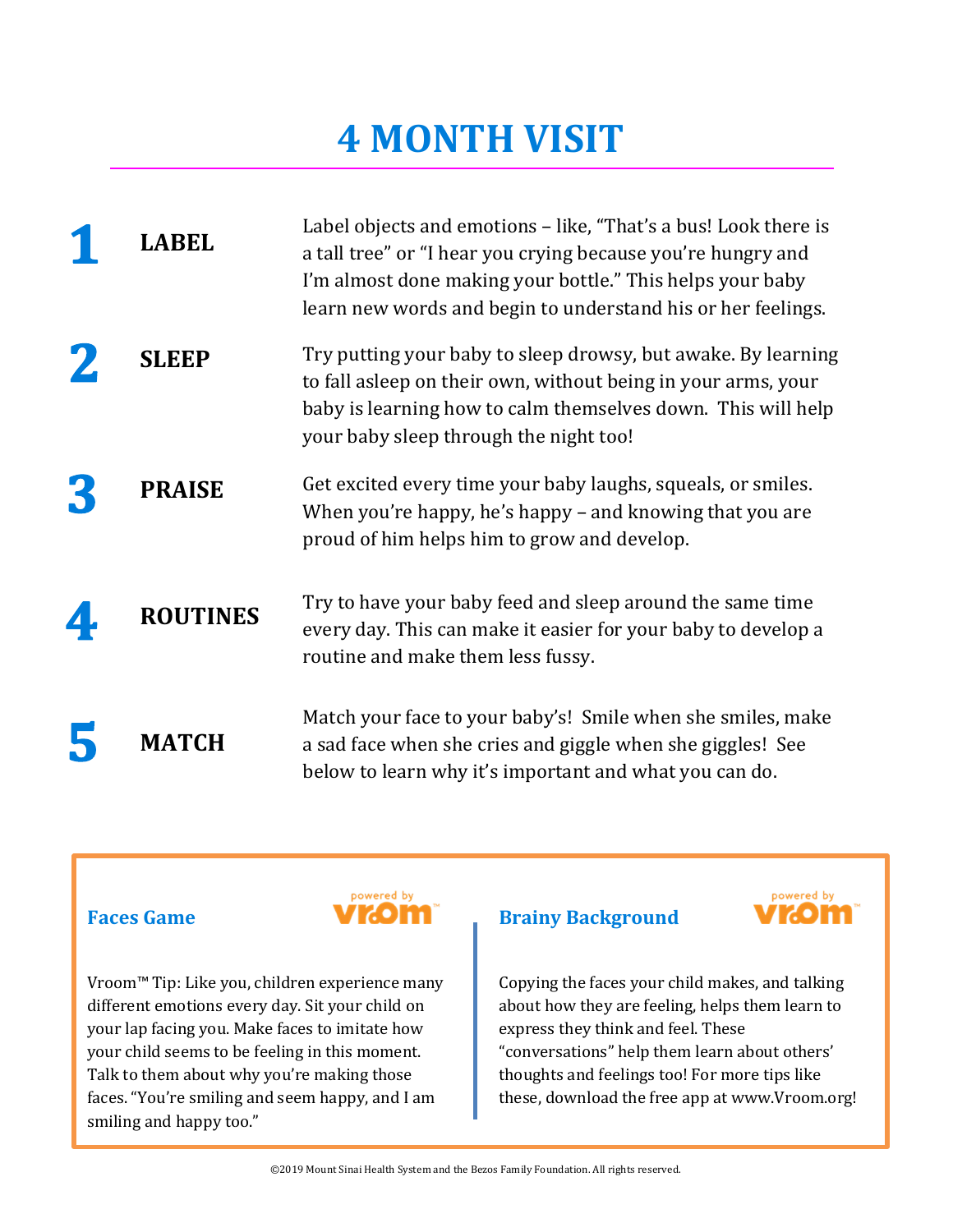# 4 MONTH VISIT

| | | |
|---|---|---|
| **1** | **LABEL** | Label objects and emotions – like, "That's a bus! Look there is a tall tree" or "I hear you crying because you're hungry and I'm almost done making your bottle." This helps your baby learn new words and begin to understand his or her feelings. |
| **2** | **SLEEP** | Try putting your baby to sleep drowsy, but awake. By learning to fall asleep on their own, without being in your arms, your baby is learning how to calm themselves down. This will help your baby sleep through the night too! |
| **3** | **PRAISE** | Get excited every time your baby laughs, squeals, or smiles. When you're happy, he's happy – and knowing that you are proud of him helps him to grow and develop. |
| **4** | **ROUTINES** | Try to have your baby feed and sleep around the same time every day. This can make it easier for your baby to develop a routine and make them less fussy. |
| **5** | **MATCH** | Match your face to your baby's! Smile when she smiles, make a sad face when she cries and giggle when she giggles! See below to learn why it's important and what you can do. |

### Faces Game

powered by vroom

Vroom™ Tip: Like you, children experience many different emotions every day. Sit your child on your lap facing you. Make faces to imitate how your child seems to be feeling in this moment. Talk to them about why you're making those faces. "You're smiling and seem happy, and I am smiling and happy too."

### Brainy Background

powered by vroom

Copying the faces your child makes, and talking about how they are feeling, helps them learn to express they think and feel. These "conversations" help them learn about others' thoughts and feelings too! For more tips like these, download the free app at www.Vroom.org!

©2019 Mount Sinai Health System and the Bezos Family Foundation. All rights reserved.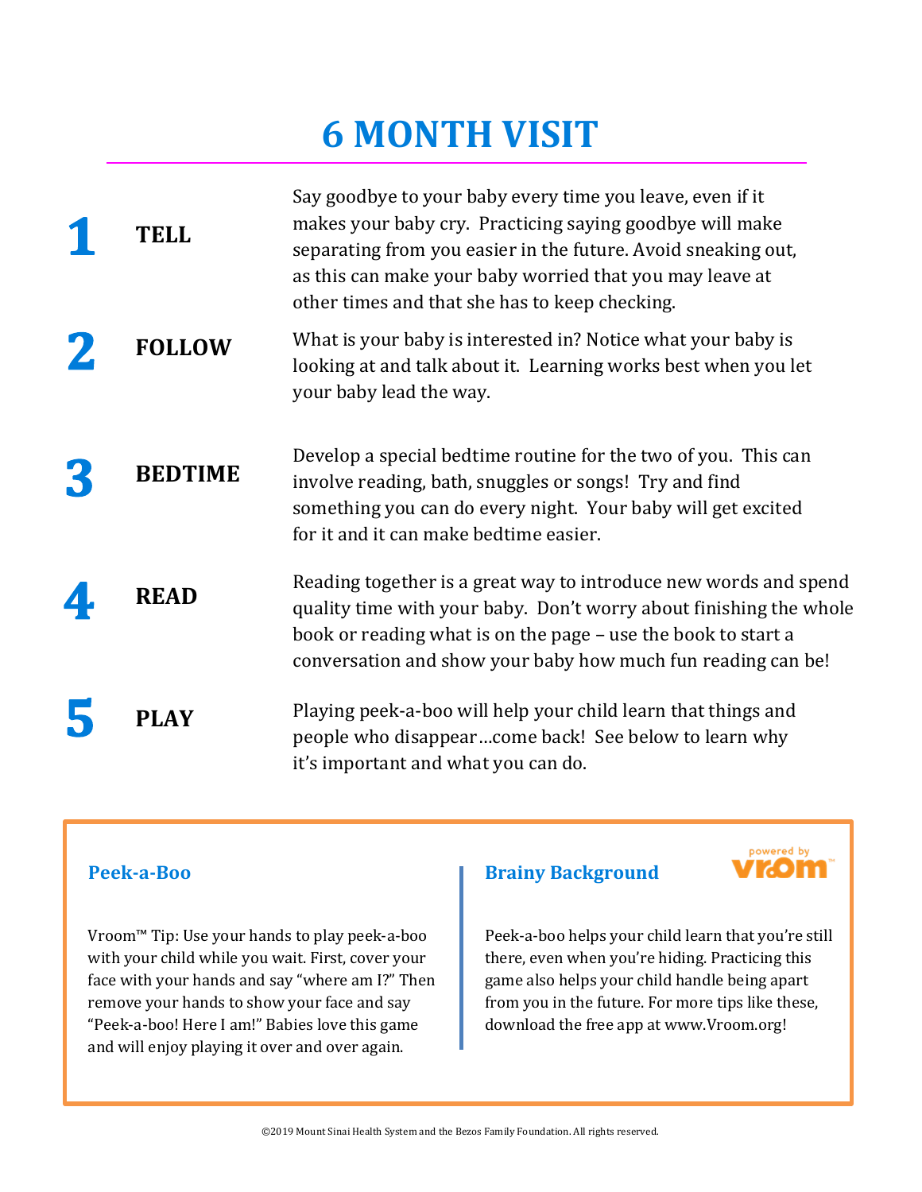# 6 MONTH VISIT

| | | |
|---|---|---|
| **1** | **TELL** | Say goodbye to your baby every time you leave, even if it makes your baby cry. Practicing saying goodbye will make separating from you easier in the future. Avoid sneaking out, as this can make your baby worried that you may leave at other times and that she has to keep checking. |
| **2** | **FOLLOW** | What is your baby is interested in? Notice what your baby is looking at and talk about it. Learning works best when you let your baby lead the way. |
| **3** | **BEDTIME** | Develop a special bedtime routine for the two of you. This can involve reading, bath, snuggles or songs! Try and find something you can do every night. Your baby will get excited for it and it can make bedtime easier. |
| **4** | **READ** | Reading together is a great way to introduce new words and spend quality time with your baby. Don't worry about finishing the whole book or reading what is on the page – use the book to start a conversation and show your baby how much fun reading can be! |
| **5** | **PLAY** | Playing peek-a-boo will help your child learn that things and people who disappear…come back! See below to learn why it's important and what you can do. |

### Peek-a-Boo

Vroom™ Tip: Use your hands to play peek-a-boo with your child while you wait. First, cover your face with your hands and say "where am I?" Then remove your hands to show your face and say "Peek-a-boo! Here I am!" Babies love this game and will enjoy playing it over and over again.

### Brainy Background

powered by vroom™

Peek-a-boo helps your child learn that you're still there, even when you're hiding. Practicing this game also helps your child handle being apart from you in the future. For more tips like these, download the free app at www.Vroom.org!

©2019 Mount Sinai Health System and the Bezos Family Foundation. All rights reserved.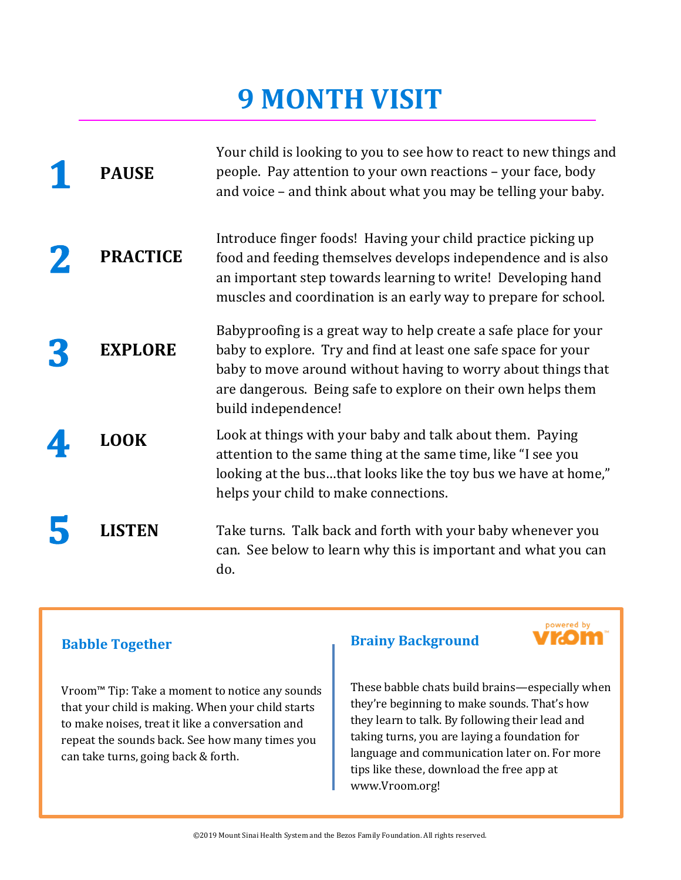# 9 MONTH VISIT

**1 PAUSE**

Your child is looking to you to see how to react to new things and people. Pay attention to your own reactions – your face, body and voice – and think about what you may be telling your baby.

**2 PRACTICE**

Introduce finger foods! Having your child practice picking up food and feeding themselves develops independence and is also an important step towards learning to write! Developing hand muscles and coordination is an early way to prepare for school.

**3 EXPLORE**

Babyproofing is a great way to help create a safe place for your baby to explore. Try and find at least one safe space for your baby to move around without having to worry about things that are dangerous. Being safe to explore on their own helps them build independence!

**4 LOOK**

Look at things with your baby and talk about them. Paying attention to the same thing at the same time, like "I see you looking at the bus…that looks like the toy bus we have at home," helps your child to make connections.

**5 LISTEN**

Take turns. Talk back and forth with your baby whenever you can. See below to learn why this is important and what you can do.

### Babble Together

Vroom™ Tip: Take a moment to notice any sounds that your child is making. When your child starts to make noises, treat it like a conversation and repeat the sounds back. See how many times you can take turns, going back & forth.

### Brainy Background

powered by vroom™

These babble chats build brains—especially when they're beginning to make sounds. That's how they learn to talk. By following their lead and taking turns, you are laying a foundation for language and communication later on. For more tips like these, download the free app at www.Vroom.org!

©2019 Mount Sinai Health System and the Bezos Family Foundation. All rights reserved.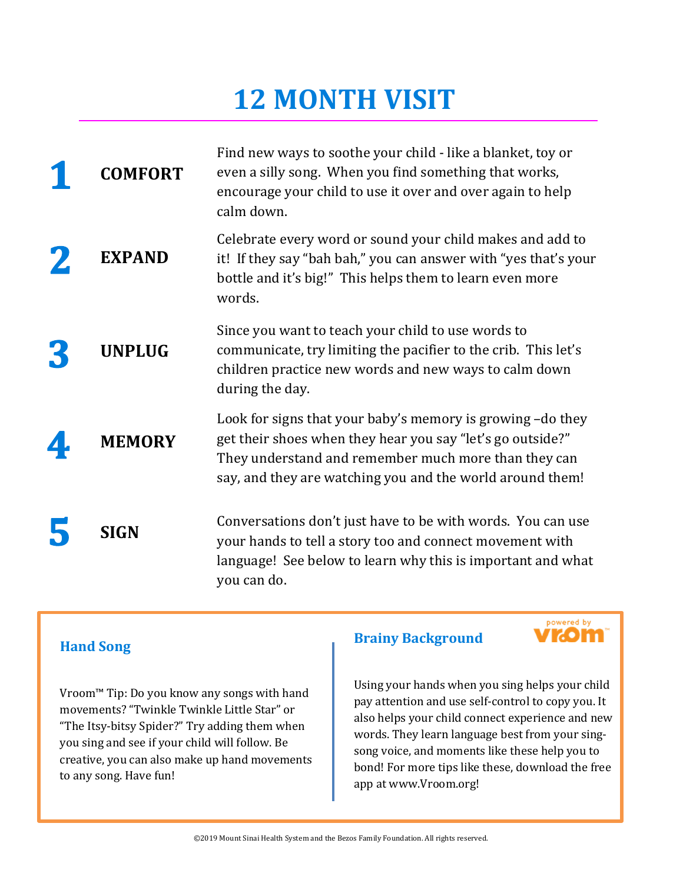# 12 MONTH VISIT

**1 COMFORT**

Find new ways to soothe your child - like a blanket, toy or even a silly song. When you find something that works, encourage your child to use it over and over again to help calm down.

**2 EXPAND**

Celebrate every word or sound your child makes and add to it! If they say "bah bah," you can answer with "yes that's your bottle and it's big!" This helps them to learn even more words.

**3 UNPLUG**

Since you want to teach your child to use words to communicate, try limiting the pacifier to the crib. This let's children practice new words and new ways to calm down during the day.

**4 MEMORY**

Look for signs that your baby's memory is growing –do they get their shoes when they hear you say "let's go outside?" They understand and remember much more than they can say, and they are watching you and the world around them!

**5 SIGN**

Conversations don't just have to be with words. You can use your hands to tell a story too and connect movement with language! See below to learn why this is important and what you can do.

### Hand Song

Vroom™ Tip: Do you know any songs with hand movements? "Twinkle Twinkle Little Star" or "The Itsy-bitsy Spider?" Try adding them when you sing and see if your child will follow. Be creative, you can also make up hand movements to any song. Have fun!

### Brainy Background

powered by vroom™

Using your hands when you sing helps your child pay attention and use self-control to copy you. It also helps your child connect experience and new words. They learn language best from your sing-song voice, and moments like these help you to bond! For more tips like these, download the free app at www.Vroom.org!

©2019 Mount Sinai Health System and the Bezos Family Foundation. All rights reserved.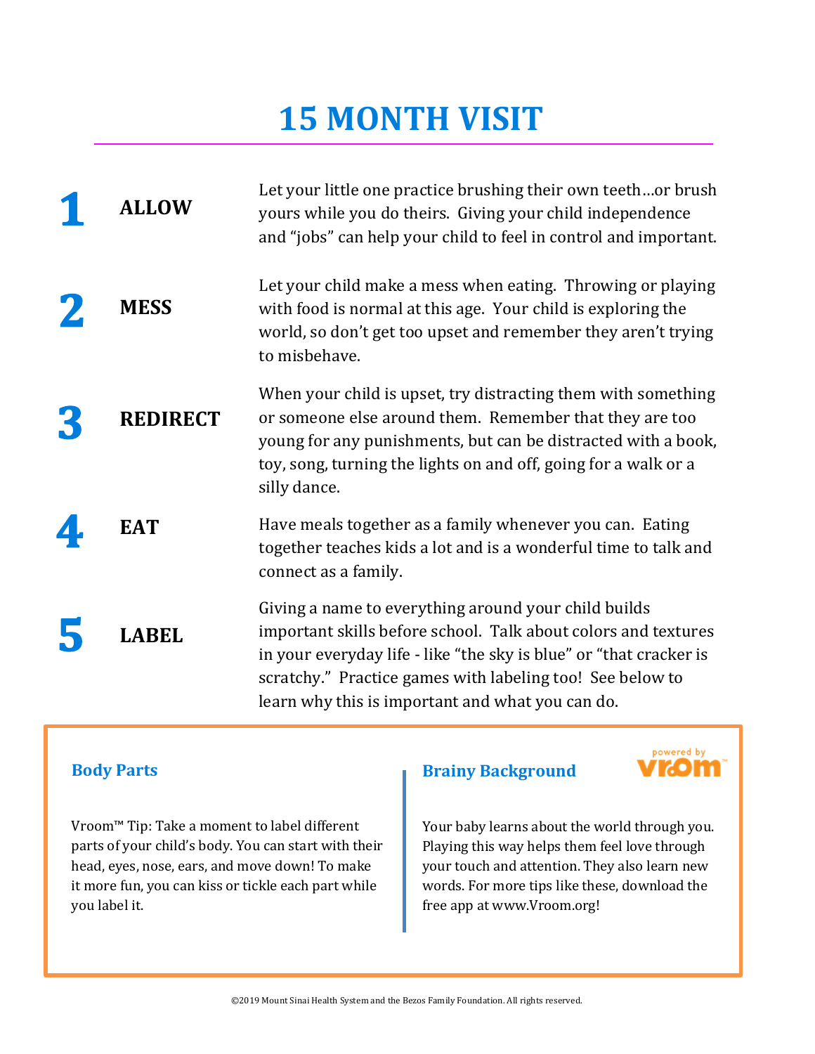# 15 MONTH VISIT

**1 ALLOW**

Let your little one practice brushing their own teeth…or brush yours while you do theirs. Giving your child independence and "jobs" can help your child to feel in control and important.

**2 MESS**

Let your child make a mess when eating. Throwing or playing with food is normal at this age. Your child is exploring the world, so don't get too upset and remember they aren't trying to misbehave.

**3 REDIRECT**

When your child is upset, try distracting them with something or someone else around them. Remember that they are too young for any punishments, but can be distracted with a book, toy, song, turning the lights on and off, going for a walk or a silly dance.

**4 EAT**

Have meals together as a family whenever you can. Eating together teaches kids a lot and is a wonderful time to talk and connect as a family.

**5 LABEL**

Giving a name to everything around your child builds important skills before school. Talk about colors and textures in your everyday life - like "the sky is blue" or "that cracker is scratchy." Practice games with labeling too! See below to learn why this is important and what you can do.

### Body Parts

Vroom™ Tip: Take a moment to label different parts of your child's body. You can start with their head, eyes, nose, ears, and move down! To make it more fun, you can kiss or tickle each part while you label it.

### Brainy Background

powered by vroom™

Your baby learns about the world through you. Playing this way helps them feel love through your touch and attention. They also learn new words. For more tips like these, download the free app at www.Vroom.org!

©2019 Mount Sinai Health System and the Bezos Family Foundation. All rights reserved.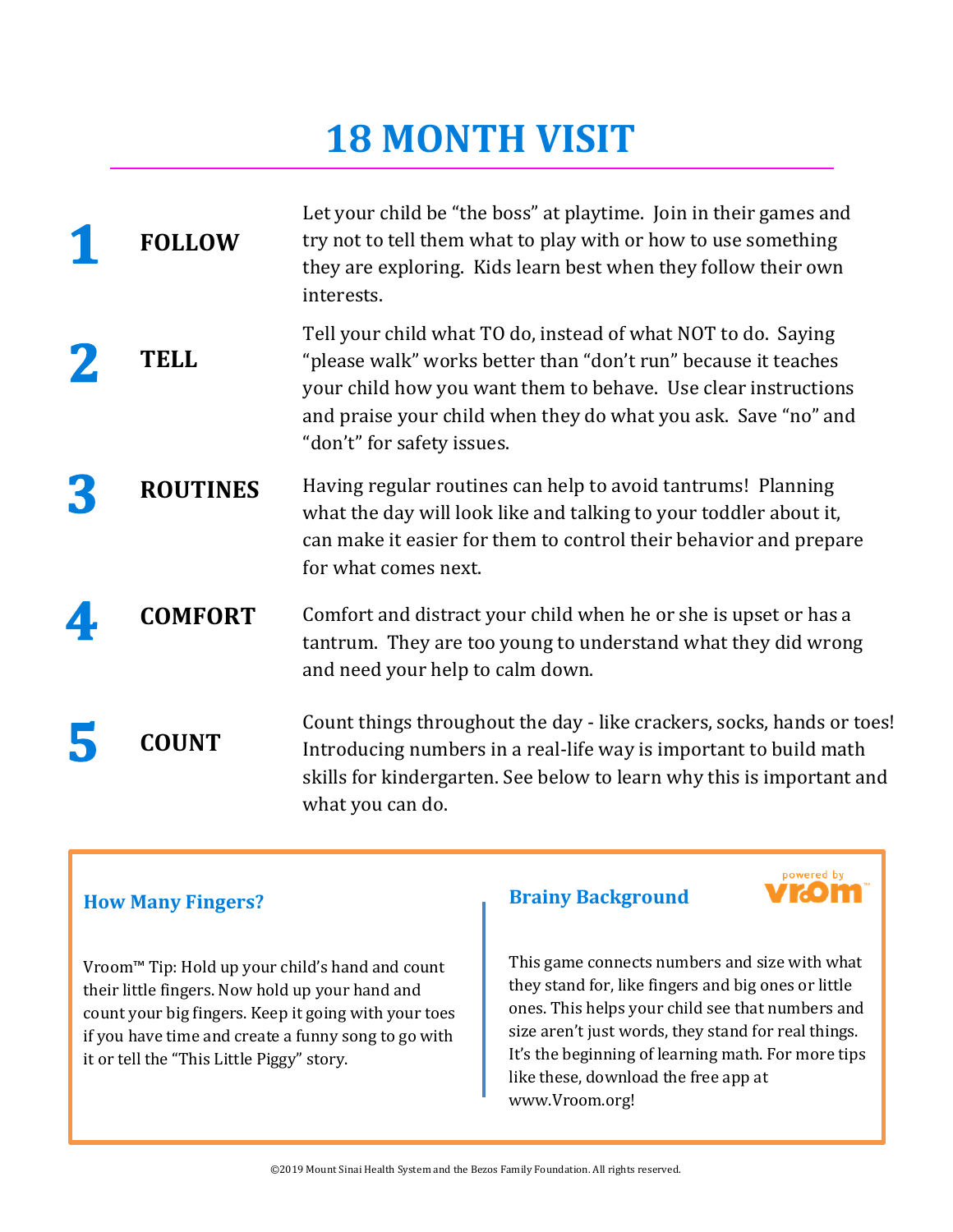# 18 MONTH VISIT

## 1 FOLLOW

Let your child be "the boss" at playtime. Join in their games and try not to tell them what to play with or how to use something they are exploring. Kids learn best when they follow their own interests.

## 2 TELL

Tell your child what TO do, instead of what NOT to do. Saying "please walk" works better than "don't run" because it teaches your child how you want them to behave. Use clear instructions and praise your child when they do what you ask. Save "no" and "don't" for safety issues.

## 3 ROUTINES

Having regular routines can help to avoid tantrums! Planning what the day will look like and talking to your toddler about it, can make it easier for them to control their behavior and prepare for what comes next.

## 4 COMFORT

Comfort and distract your child when he or she is upset or has a tantrum. They are too young to understand what they did wrong and need your help to calm down.

## 5 COUNT

Count things throughout the day - like crackers, socks, hands or toes! Introducing numbers in a real-life way is important to build math skills for kindergarten. See below to learn why this is important and what you can do.

### How Many Fingers?

Vroom™ Tip: Hold up your child's hand and count their little fingers. Now hold up your hand and count your big fingers. Keep it going with your toes if you have time and create a funny song to go with it or tell the "This Little Piggy" story.

### Brainy Background

powered by vroom™

This game connects numbers and size with what they stand for, like fingers and big ones or little ones. This helps your child see that numbers and size aren't just words, they stand for real things. It's the beginning of learning math. For more tips like these, download the free app at www.Vroom.org!

©2019 Mount Sinai Health System and the Bezos Family Foundation. All rights reserved.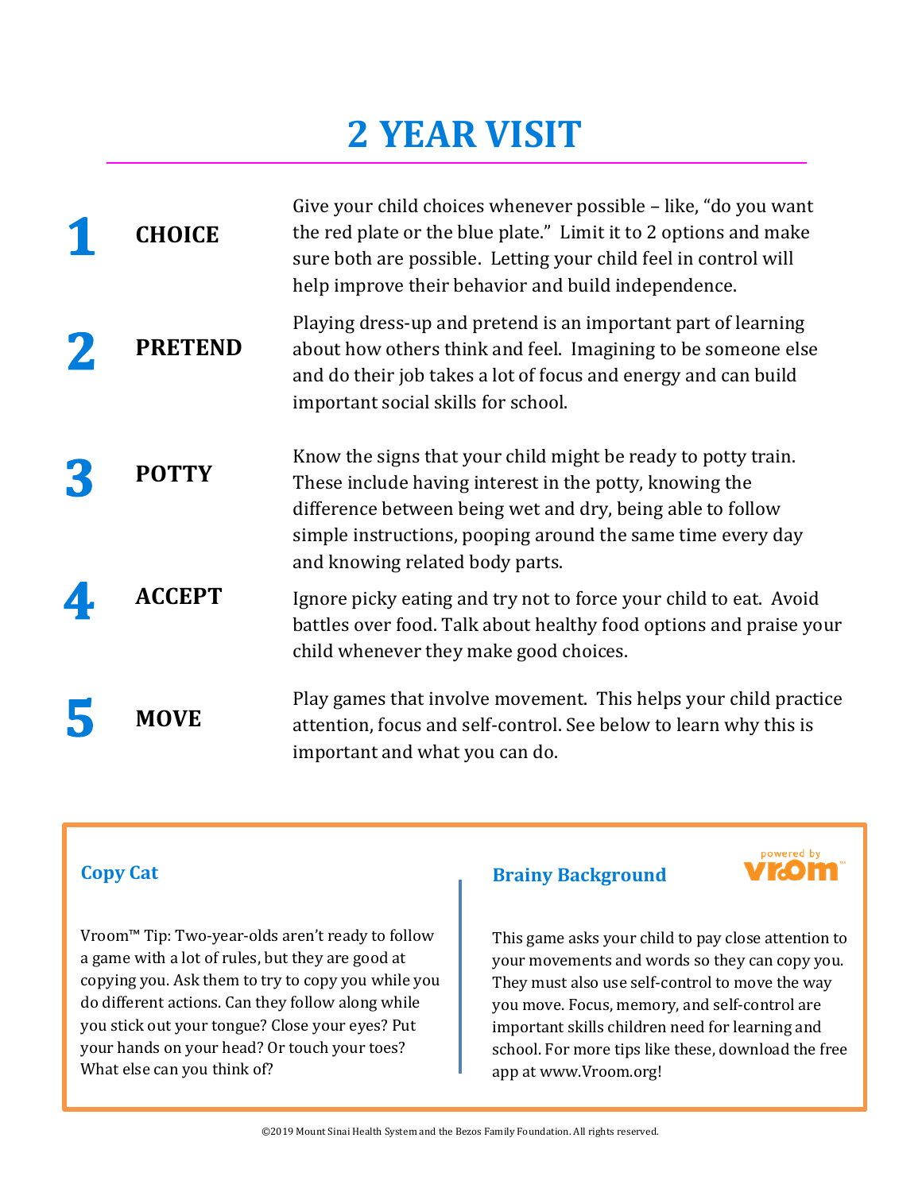# 2 YEAR VISIT

**1** **CHOICE**

Give your child choices whenever possible – like, "do you want the red plate or the blue plate." Limit it to 2 options and make sure both are possible. Letting your child feel in control will help improve their behavior and build independence.

**2** **PRETEND**

Playing dress-up and pretend is an important part of learning about how others think and feel. Imagining to be someone else and do their job takes a lot of focus and energy and can build important social skills for school.

**3** **POTTY**

Know the signs that your child might be ready to potty train. These include having interest in the potty, knowing the difference between being wet and dry, being able to follow simple instructions, pooping around the same time every day and knowing related body parts.

**4** **ACCEPT**

Ignore picky eating and try not to force your child to eat. Avoid battles over food. Talk about healthy food options and praise your child whenever they make good choices.

**5** **MOVE**

Play games that involve movement. This helps your child practice attention, focus and self-control. See below to learn why this is important and what you can do.

### Copy Cat

Vroom™ Tip: Two-year-olds aren't ready to follow a game with a lot of rules, but they are good at copying you. Ask them to try to copy you while you do different actions. Can they follow along while you stick out your tongue? Close your eyes? Put your hands on your head? Or touch your toes? What else can you think of?

### Brainy Background

powered by vroom™

This game asks your child to pay close attention to your movements and words so they can copy you. They must also use self-control to move the way you move. Focus, memory, and self-control are important skills children need for learning and school. For more tips like these, download the free app at www.Vroom.org!

©2019 Mount Sinai Health System and the Bezos Family Foundation. All rights reserved.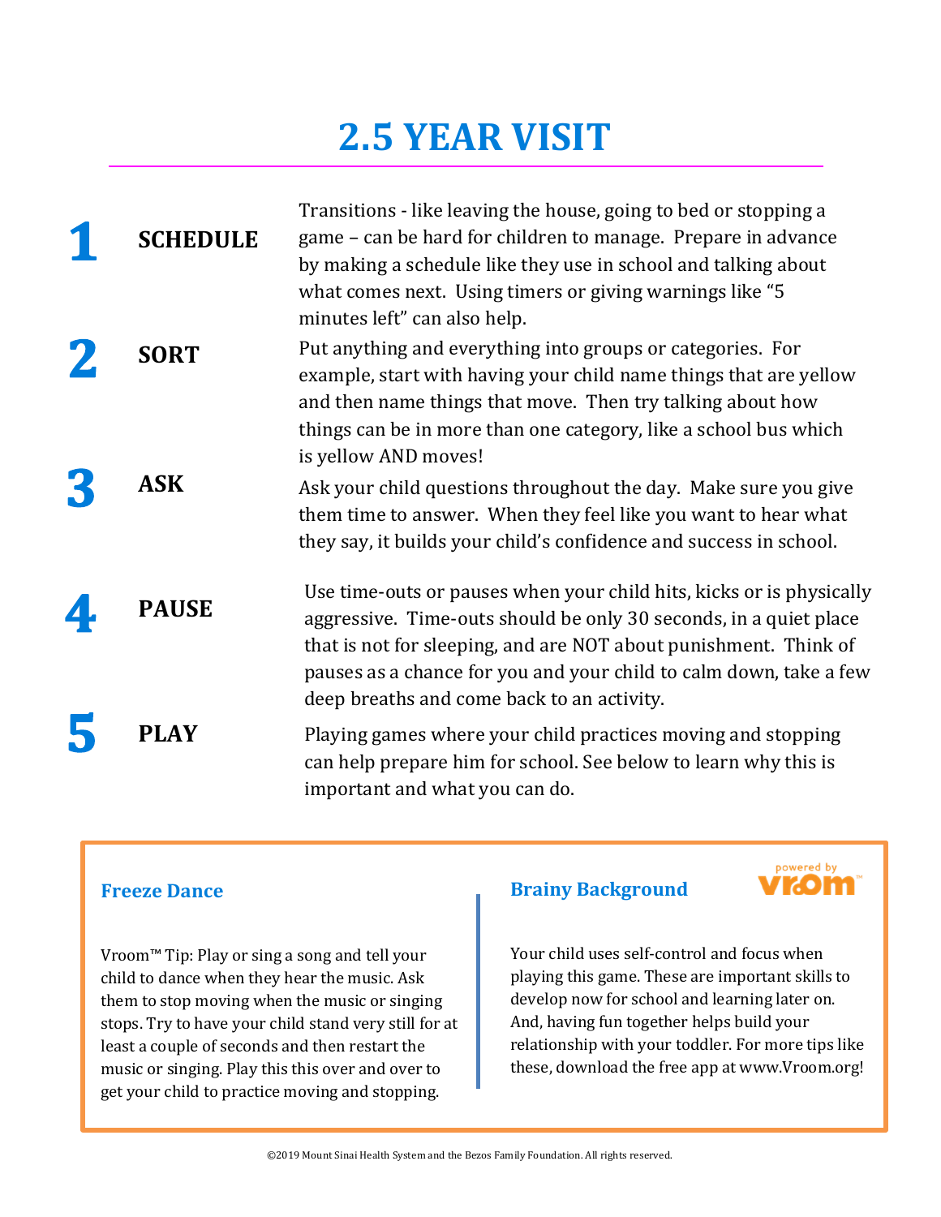# 2.5 YEAR VISIT

**1 SCHEDULE**

Transitions - like leaving the house, going to bed or stopping a game – can be hard for children to manage. Prepare in advance by making a schedule like they use in school and talking about what comes next. Using timers or giving warnings like “5 minutes left” can also help.

**2 SORT**

Put anything and everything into groups or categories. For example, start with having your child name things that are yellow and then name things that move. Then try talking about how things can be in more than one category, like a school bus which is yellow AND moves!

**3 ASK**

Ask your child questions throughout the day. Make sure you give them time to answer. When they feel like you want to hear what they say, it builds your child’s confidence and success in school.

**4 PAUSE**

Use time-outs or pauses when your child hits, kicks or is physically aggressive. Time-outs should be only 30 seconds, in a quiet place that is not for sleeping, and are NOT about punishment. Think of pauses as a chance for you and your child to calm down, take a few deep breaths and come back to an activity.

**5 PLAY**

Playing games where your child practices moving and stopping can help prepare him for school. See below to learn why this is important and what you can do.

### Freeze Dance

Vroom™ Tip: Play or sing a song and tell your child to dance when they hear the music. Ask them to stop moving when the music or singing stops. Try to have your child stand very still for at least a couple of seconds and then restart the music or singing. Play this this over and over to get your child to practice moving and stopping.

### Brainy Background

powered by vroom™

Your child uses self-control and focus when playing this game. These are important skills to develop now for school and learning later on. And, having fun together helps build your relationship with your toddler. For more tips like these, download the free app at www.Vroom.org!

©2019 Mount Sinai Health System and the Bezos Family Foundation. All rights reserved.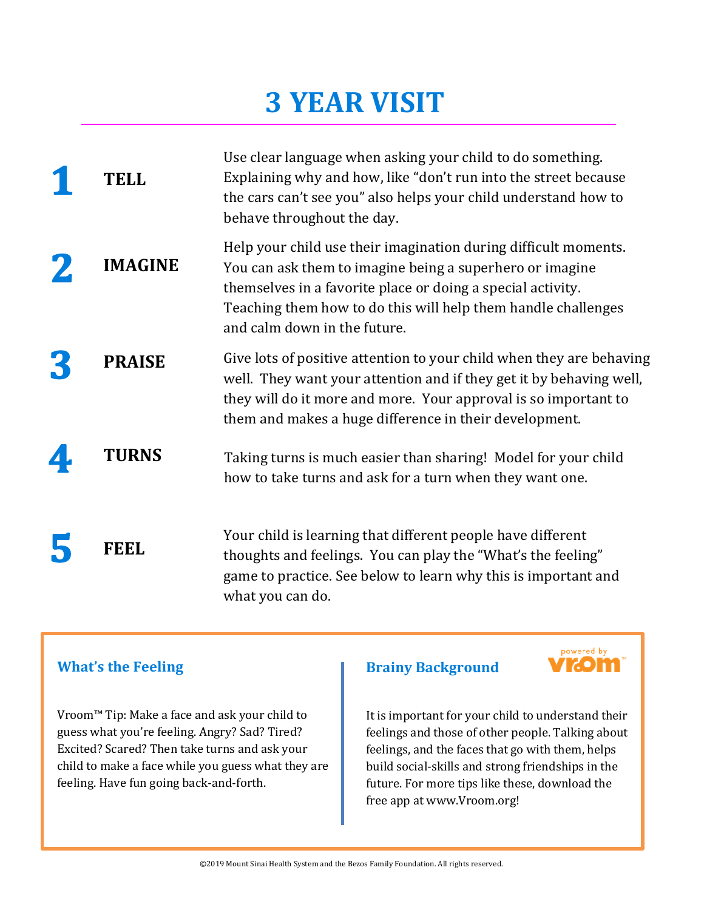# 3 YEAR VISIT

**1 TELL**

Use clear language when asking your child to do something. Explaining why and how, like "don't run into the street because the cars can't see you" also helps your child understand how to behave throughout the day.

**2 IMAGINE**

Help your child use their imagination during difficult moments. You can ask them to imagine being a superhero or imagine themselves in a favorite place or doing a special activity. Teaching them how to do this will help them handle challenges and calm down in the future.

**3 PRAISE**

Give lots of positive attention to your child when they are behaving well. They want your attention and if they get it by behaving well, they will do it more and more. Your approval is so important to them and makes a huge difference in their development.

**4 TURNS**

Taking turns is much easier than sharing! Model for your child how to take turns and ask for a turn when they want one.

**5 FEEL**

Your child is learning that different people have different thoughts and feelings. You can play the "What's the feeling" game to practice. See below to learn why this is important and what you can do.

### What's the Feeling

Vroom™ Tip: Make a face and ask your child to guess what you're feeling. Angry? Sad? Tired? Excited? Scared? Then take turns and ask your child to make a face while you guess what they are feeling. Have fun going back-and-forth.

### Brainy Background

powered by vroom™

It is important for your child to understand their feelings and those of other people. Talking about feelings, and the faces that go with them, helps build social-skills and strong friendships in the future. For more tips like these, download the free app at www.Vroom.org!

©2019 Mount Sinai Health System and the Bezos Family Foundation. All rights reserved.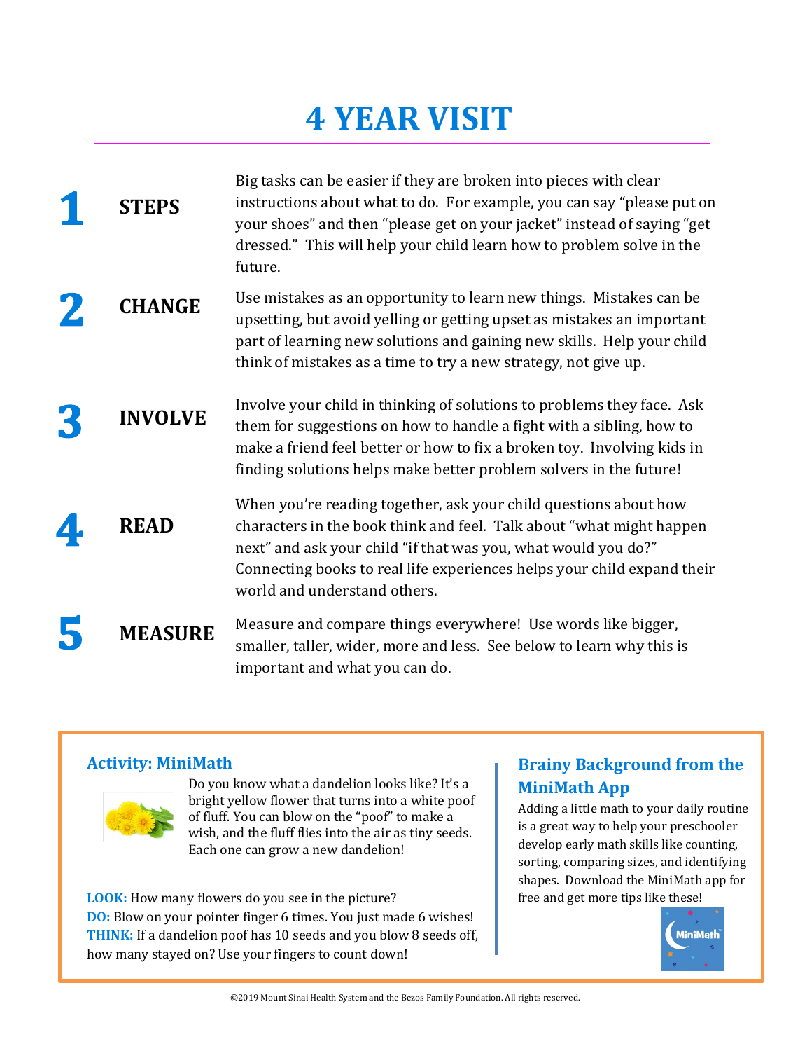# 4 YEAR VISIT

**1 STEPS**

Big tasks can be easier if they are broken into pieces with clear instructions about what to do. For example, you can say "please put on your shoes" and then "please get on your jacket" instead of saying "get dressed." This will help your child learn how to problem solve in the future.

**2 CHANGE**

Use mistakes as an opportunity to learn new things. Mistakes can be upsetting, but avoid yelling or getting upset as mistakes an important part of learning new solutions and gaining new skills. Help your child think of mistakes as a time to try a new strategy, not give up.

**3 INVOLVE**

Involve your child in thinking of solutions to problems they face. Ask them for suggestions on how to handle a fight with a sibling, how to make a friend feel better or how to fix a broken toy. Involving kids in finding solutions helps make better problem solvers in the future!

**4 READ**

When you're reading together, ask your child questions about how characters in the book think and feel. Talk about "what might happen next" and ask your child "if that was you, what would you do?" Connecting books to real life experiences helps your child expand their world and understand others.

**5 MEASURE**

Measure and compare things everywhere! Use words like bigger, smaller, taller, wider, more and less. See below to learn why this is important and what you can do.

### Activity: MiniMath

Do you know what a dandelion looks like? It's a bright yellow flower that turns into a white poof of fluff. You can blow on the "poof" to make a wish, and the fluff flies into the air as tiny seeds. Each one can grow a new dandelion!

**LOOK:** How many flowers do you see in the picture?
**DO:** Blow on your pointer finger 6 times. You just made 6 wishes!
**THINK:** If a dandelion poof has 10 seeds and you blow 8 seeds off, how many stayed on? Use your fingers to count down!

### Brainy Background from the MiniMath App

Adding a little math to your daily routine is a great way to help your preschooler develop early math skills like counting, sorting, comparing sizes, and identifying shapes. Download the MiniMath app for free and get more tips like these!

©2019 Mount Sinai Health System and the Bezos Family Foundation. All rights reserved.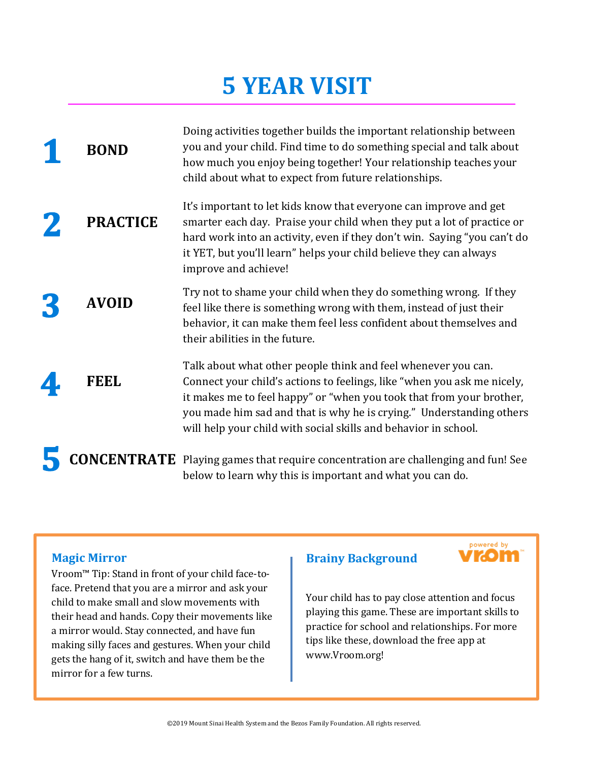# 5 YEAR VISIT

## 1 BOND

Doing activities together builds the important relationship between you and your child. Find time to do something special and talk about how much you enjoy being together! Your relationship teaches your child about what to expect from future relationships.

## 2 PRACTICE

It's important to let kids know that everyone can improve and get smarter each day. Praise your child when they put a lot of practice or hard work into an activity, even if they don't win. Saying "you can't do it YET, but you'll learn" helps your child believe they can always improve and achieve!

## 3 AVOID

Try not to shame your child when they do something wrong. If they feel like there is something wrong with them, instead of just their behavior, it can make them feel less confident about themselves and their abilities in the future.

## 4 FEEL

Talk about what other people think and feel whenever you can. Connect your child's actions to feelings, like "when you ask me nicely, it makes me to feel happy" or "when you took that from your brother, you made him sad and that is why he is crying." Understanding others will help your child with social skills and behavior in school.

## 5 CONCENTRATE

Playing games that require concentration are challenging and fun! See below to learn why this is important and what you can do.

### Magic Mirror

Vroom™ Tip: Stand in front of your child face-to-face. Pretend that you are a mirror and ask your child to make small and slow movements with their head and hands. Copy their movements like a mirror would. Stay connected, and have fun making silly faces and gestures. When your child gets the hang of it, switch and have them be the mirror for a few turns.

### Brainy Background

powered by vroom™

Your child has to pay close attention and focus playing this game. These are important skills to practice for school and relationships. For more tips like these, download the free app at www.Vroom.org!

©2019 Mount Sinai Health System and the Bezos Family Foundation. All rights reserved.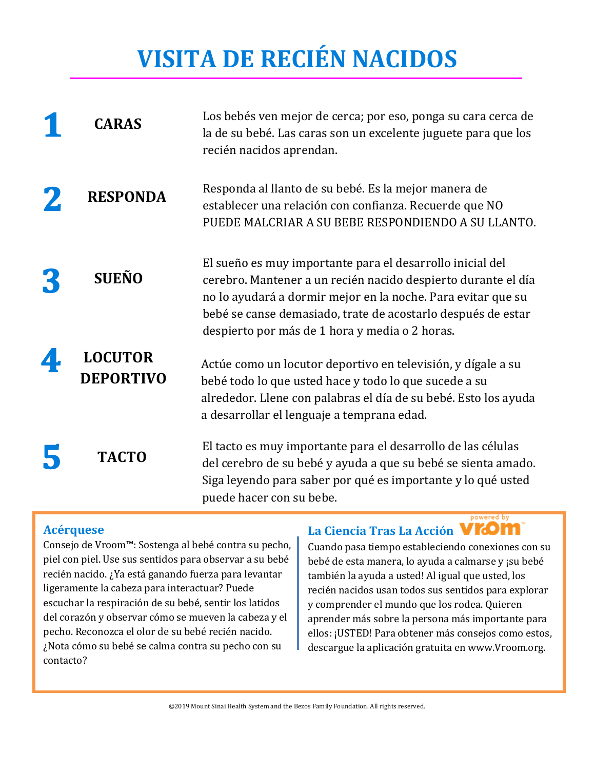# VISITA DE RECIÉN NACIDOS

| | | |
|---|---|---|
| **1** | **CARAS** | Los bebés ven mejor de cerca; por eso, ponga su cara cerca de la de su bebé. Las caras son un excelente juguete para que los recién nacidos aprendan. |
| **2** | **RESPONDA** | Responda al llanto de su bebé. Es la mejor manera de establecer una relación con confianza. Recuerde que NO PUEDE MALCRIAR A SU BEBE RESPONDIENDO A SU LLANTO. |
| **3** | **SUEÑO** | El sueño es muy importante para el desarrollo inicial del cerebro. Mantener a un recién nacido despierto durante el día no lo ayudará a dormir mejor en la noche. Para evitar que su bebé se canse demasiado, trate de acostarlo después de estar despierto por más de 1 hora y media o 2 horas. |
| **4** | **LOCUTOR DEPORTIVO** | Actúe como un locutor deportivo en televisión, y dígale a su bebé todo lo que usted hace y todo lo que sucede a su alrededor. Llene con palabras el día de su bebé. Esto los ayuda a desarrollar el lenguaje a temprana edad. |
| **5** | **TACTO** | El tacto es muy importante para el desarrollo de las células del cerebro de su bebé y ayuda a que su bebé se sienta amado. Siga leyendo para saber por qué es importante y lo qué usted puede hacer con su bebe. |

### Acérquese

Consejo de Vroom™: Sostenga al bebé contra su pecho, piel con piel. Use sus sentidos para observar a su bebé recién nacido. ¿Ya está ganando fuerza para levantar ligeramente la cabeza para interactuar? Puede escuchar la respiración de su bebé, sentir los latidos del corazón y observar cómo se mueven la cabeza y el pecho. Reconozca el olor de su bebé recién nacido. ¿Nota cómo su bebé se calma contra su pecho con su contacto?

### La Ciencia Tras La Acción

powered by Vroom™

Cuando pasa tiempo estableciendo conexiones con su bebé de esta manera, lo ayuda a calmarse y ¡su bebé también la ayuda a usted! Al igual que usted, los recién nacidos usan todos sus sentidos para explorar y comprender el mundo que los rodea. Quieren aprender más sobre la persona más importante para ellos: ¡USTED! Para obtener más consejos como estos, descargue la aplicación gratuita en www.Vroom.org.

©2019 Mount Sinai Health System and the Bezos Family Foundation. All rights reserved.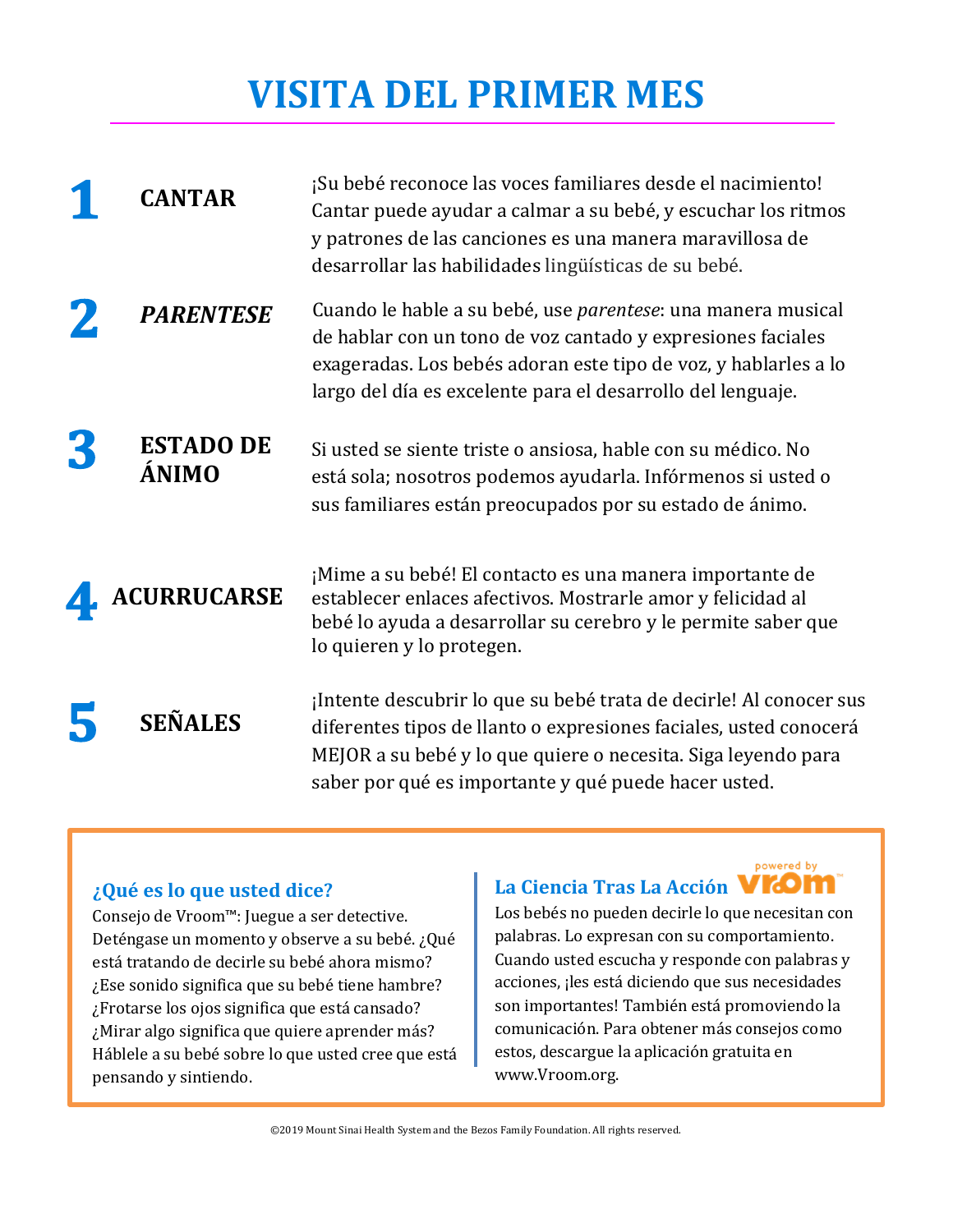# VISITA DEL PRIMER MES

**1 CANTAR**

¡Su bebé reconoce las voces familiares desde el nacimiento! Cantar puede ayudar a calmar a su bebé, y escuchar los ritmos y patrones de las canciones es una manera maravillosa de desarrollar las habilidades lingüísticas de su bebé.

**2 *PARENTESE***

Cuando le hable a su bebé, use *parentese*: una manera musical de hablar con un tono de voz cantado y expresiones faciales exageradas. Los bebés adoran este tipo de voz, y hablarles a lo largo del día es excelente para el desarrollo del lenguaje.

**3 ESTADO DE ÁNIMO**

Si usted se siente triste o ansiosa, hable con su médico. No está sola; nosotros podemos ayudarla. Infórmenos si usted o sus familiares están preocupados por su estado de ánimo.

**4 ACURRUCARSE**

¡Mime a su bebé! El contacto es una manera importante de establecer enlaces afectivos. Mostrarle amor y felicidad al bebé lo ayuda a desarrollar su cerebro y le permite saber que lo quieren y lo protegen.

**5 SEÑALES**

¡Intente descubrir lo que su bebé trata de decirle! Al conocer sus diferentes tipos de llanto o expresiones faciales, usted conocerá MEJOR a su bebé y lo que quiere o necesita. Siga leyendo para saber por qué es importante y qué puede hacer usted.

### ¿Qué es lo que usted dice?

Consejo de Vroom™: Juegue a ser detective. Deténgase un momento y observe a su bebé. ¿Qué está tratando de decirle su bebé ahora mismo? ¿Ese sonido significa que su bebé tiene hambre? ¿Frotarse los ojos significa que está cansado? ¿Mirar algo significa que quiere aprender más? Háblele a su bebé sobre lo que usted cree que está pensando y sintiendo.

### La Ciencia Tras La Acción

powered by vroom™

Los bebés no pueden decirle lo que necesitan con palabras. Lo expresan con su comportamiento. Cuando usted escucha y responde con palabras y acciones, ¡les está diciendo que sus necesidades son importantes! También está promoviendo la comunicación. Para obtener más consejos como estos, descargue la aplicación gratuita en www.Vroom.org.

©2019 Mount Sinai Health System and the Bezos Family Foundation. All rights reserved.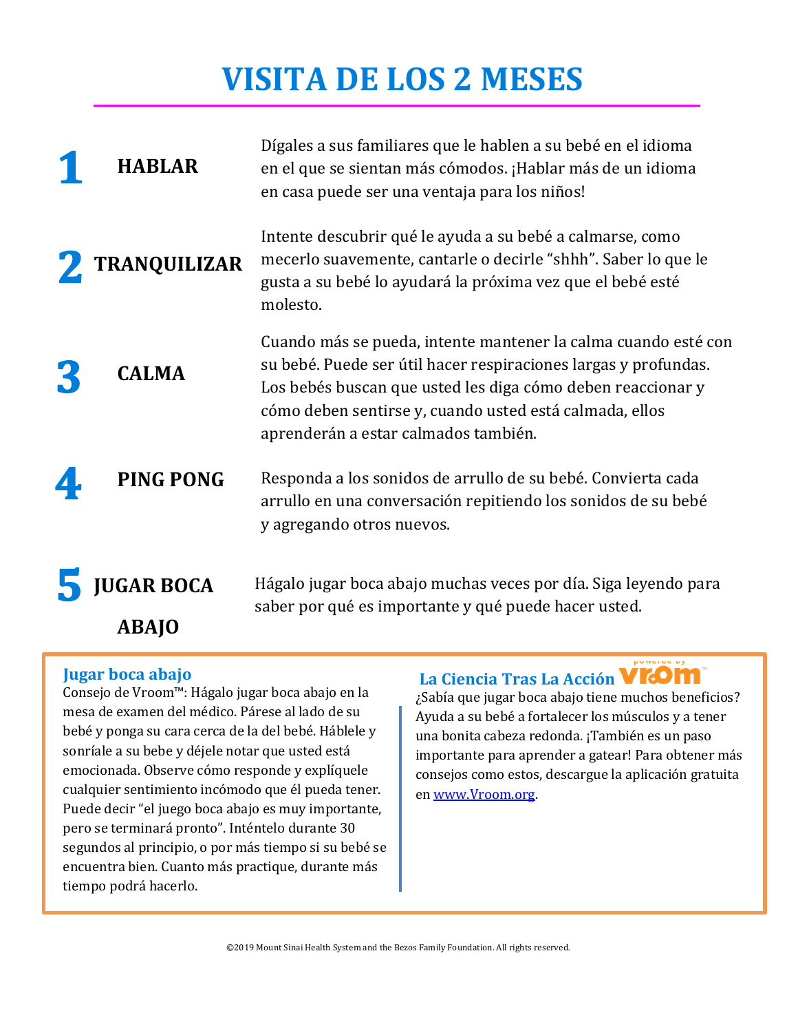# VISITA DE LOS 2 MESES

**1 HABLAR**

Dígales a sus familiares que le hablen a su bebé en el idioma en el que se sientan más cómodos. ¡Hablar más de un idioma en casa puede ser una ventaja para los niños!

**2 TRANQUILIZAR**

Intente descubrir qué le ayuda a su bebé a calmarse, como mecerlo suavemente, cantarle o decirle “shhh”. Saber lo que le gusta a su bebé lo ayudará la próxima vez que el bebé esté molesto.

**3 CALMA**

Cuando más se pueda, intente mantener la calma cuando esté con su bebé. Puede ser útil hacer respiraciones largas y profundas. Los bebés buscan que usted les diga cómo deben reaccionar y cómo deben sentirse y, cuando usted está calmada, ellos aprenderán a estar calmados también.

**4 PING PONG**

Responda a los sonidos de arrullo de su bebé. Convierta cada arrullo en una conversación repitiendo los sonidos de su bebé y agregando otros nuevos.

**5 JUGAR BOCA ABAJO**

Hágalo jugar boca abajo muchas veces por día. Siga leyendo para saber por qué es importante y qué puede hacer usted.

### Jugar boca abajo

Consejo de Vroom™: Hágalo jugar boca abajo en la mesa de examen del médico. Párese al lado de su bebé y ponga su cara cerca de la del bebé. Háblele y sonríale a su bebe y déjele notar que usted está emocionada. Observe cómo responde y explíquele cualquier sentimiento incómodo que él pueda tener. Puede decir “el juego boca abajo es muy importante, pero se terminará pronto”. Inténtelo durante 30 segundos al principio, o por más tiempo si su bebé se encuentra bien. Cuanto más practique, durante más tiempo podrá hacerlo.

### La Ciencia Tras La Acción

powered by vroom™

¿Sabía que jugar boca abajo tiene muchos beneficios? Ayuda a su bebé a fortalecer los músculos y a tener una bonita cabeza redonda. ¡También es un paso importante para aprender a gatear! Para obtener más consejos como estos, descargue la aplicación gratuita en www.Vroom.org.

©2019 Mount Sinai Health System and the Bezos Family Foundation. All rights reserved.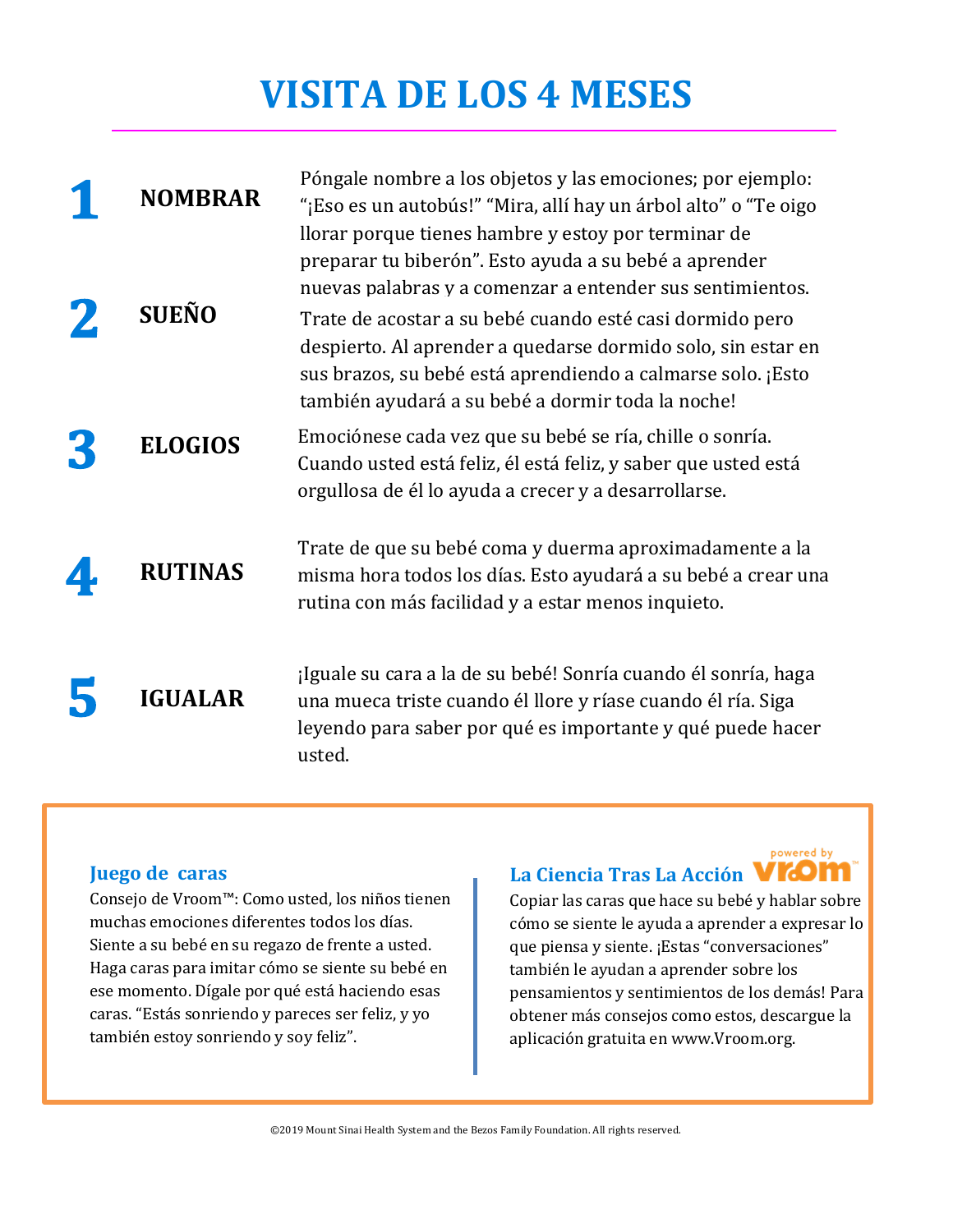# VISITA DE LOS 4 MESES

**1 NOMBRAR**

Póngale nombre a los objetos y las emociones; por ejemplo: "¡Eso es un autobús!" "Mira, allí hay un árbol alto" o "Te oigo llorar porque tienes hambre y estoy por terminar de preparar tu biberón". Esto ayuda a su bebé a aprender nuevas palabras y a comenzar a entender sus sentimientos.

**2 SUEÑO**

Trate de acostar a su bebé cuando esté casi dormido pero despierto. Al aprender a quedarse dormido solo, sin estar en sus brazos, su bebé está aprendiendo a calmarse solo. ¡Esto también ayudará a su bebé a dormir toda la noche!

**3 ELOGIOS**

Emociónese cada vez que su bebé se ría, chille o sonría. Cuando usted está feliz, él está feliz, y saber que usted está orgullosa de él lo ayuda a crecer y a desarrollarse.

**4 RUTINAS**

Trate de que su bebé coma y duerma aproximadamente a la misma hora todos los días. Esto ayudará a su bebé a crear una rutina con más facilidad y a estar menos inquieto.

**5 IGUALAR**

¡Iguale su cara a la de su bebé! Sonría cuando él sonría, haga una mueca triste cuando él llore y ríase cuando él ría. Siga leyendo para saber por qué es importante y qué puede hacer usted.

### Juego de caras

Consejo de Vroom™: Como usted, los niños tienen muchas emociones diferentes todos los días. Siente a su bebé en su regazo de frente a usted. Haga caras para imitar cómo se siente su bebé en ese momento. Dígale por qué está haciendo esas caras. "Estás sonriendo y pareces ser feliz, y yo también estoy sonriendo y soy feliz".

### La Ciencia Tras La Acción

powered by Vroom

Copiar las caras que hace su bebé y hablar sobre cómo se siente le ayuda a aprender a expresar lo que piensa y siente. ¡Estas "conversaciones" también le ayudan a aprender sobre los pensamientos y sentimientos de los demás! Para obtener más consejos como estos, descargue la aplicación gratuita en www.Vroom.org.

©2019 Mount Sinai Health System and the Bezos Family Foundation. All rights reserved.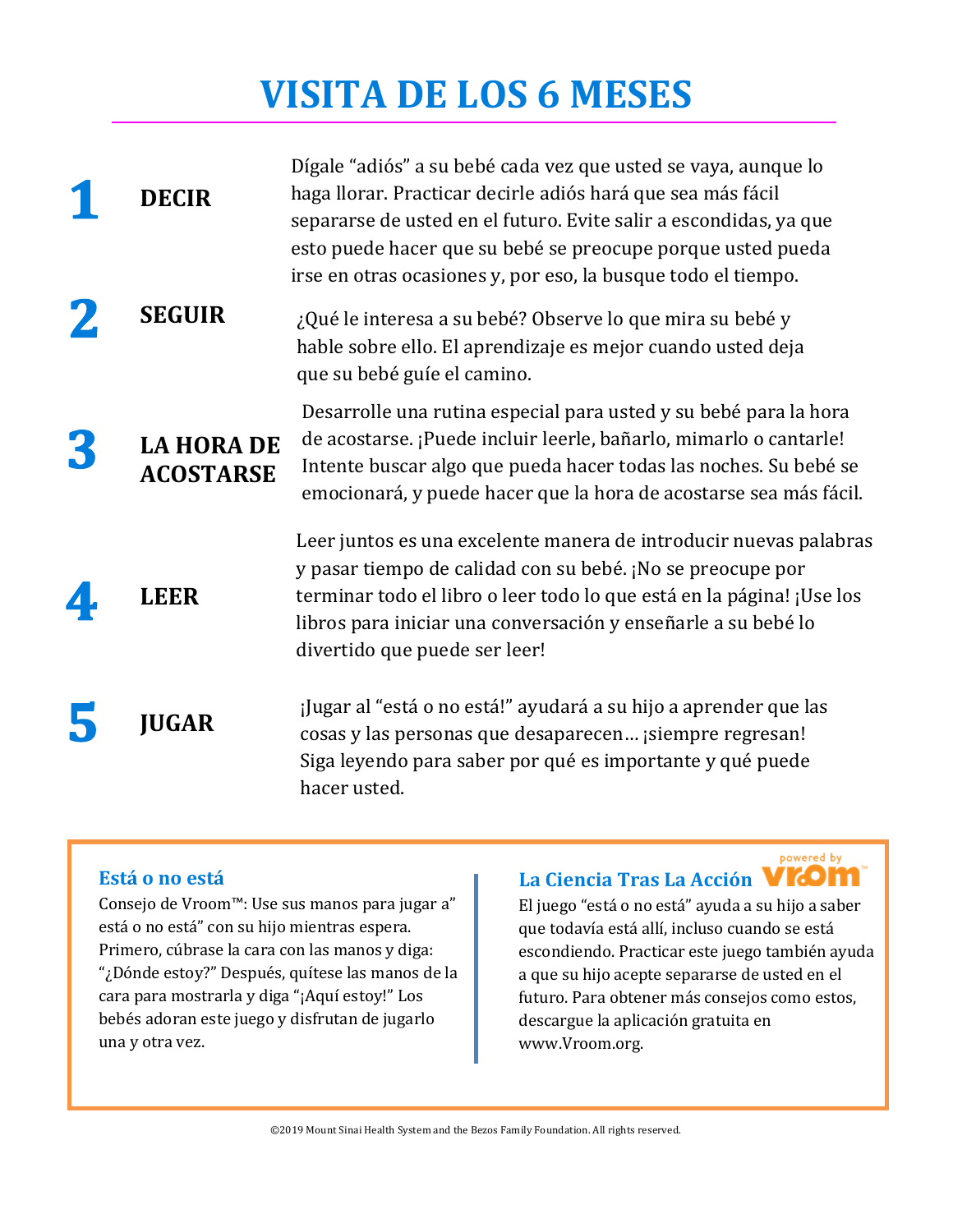# VISITA DE LOS 6 MESES

**1 DECIR**

Dígale "adiós" a su bebé cada vez que usted se vaya, aunque lo haga llorar. Practicar decirle adiós hará que sea más fácil separarse de usted en el futuro. Evite salir a escondidas, ya que esto puede hacer que su bebé se preocupe porque usted pueda irse en otras ocasiones y, por eso, la busque todo el tiempo.

**2 SEGUIR**

¿Qué le interesa a su bebé? Observe lo que mira su bebé y hable sobre ello. El aprendizaje es mejor cuando usted deja que su bebé guíe el camino.

**3 LA HORA DE ACOSTARSE**

Desarrolle una rutina especial para usted y su bebé para la hora de acostarse. ¡Puede incluir leerle, bañarlo, mimarlo o cantarle! Intente buscar algo que pueda hacer todas las noches. Su bebé se emocionará, y puede hacer que la hora de acostarse sea más fácil.

**4 LEER**

Leer juntos es una excelente manera de introducir nuevas palabras y pasar tiempo de calidad con su bebé. ¡No se preocupe por terminar todo el libro o leer todo lo que está en la página! ¡Use los libros para iniciar una conversación y enseñarle a su bebé lo divertido que puede ser leer!

**5 JUGAR**

¡Jugar al "está o no está!" ayudará a su hijo a aprender que las cosas y las personas que desaparecen… ¡siempre regresan! Siga leyendo para saber por qué es importante y qué puede hacer usted.

### Está o no está

Consejo de Vroom™: Use sus manos para jugar a" está o no está" con su hijo mientras espera. Primero, cúbrase la cara con las manos y diga: "¿Dónde estoy?" Después, quítese las manos de la cara para mostrarla y diga "¡Aquí estoy!" Los bebés adoran este juego y disfrutan de jugarlo una y otra vez.

### La Ciencia Tras La Acción

powered by vroom

El juego "está o no está" ayuda a su hijo a saber que todavía está allí, incluso cuando se está escondiendo. Practicar este juego también ayuda a que su hijo acepte separarse de usted en el futuro. Para obtener más consejos como estos, descargue la aplicación gratuita en www.Vroom.org.

©2019 Mount Sinai Health System and the Bezos Family Foundation. All rights reserved.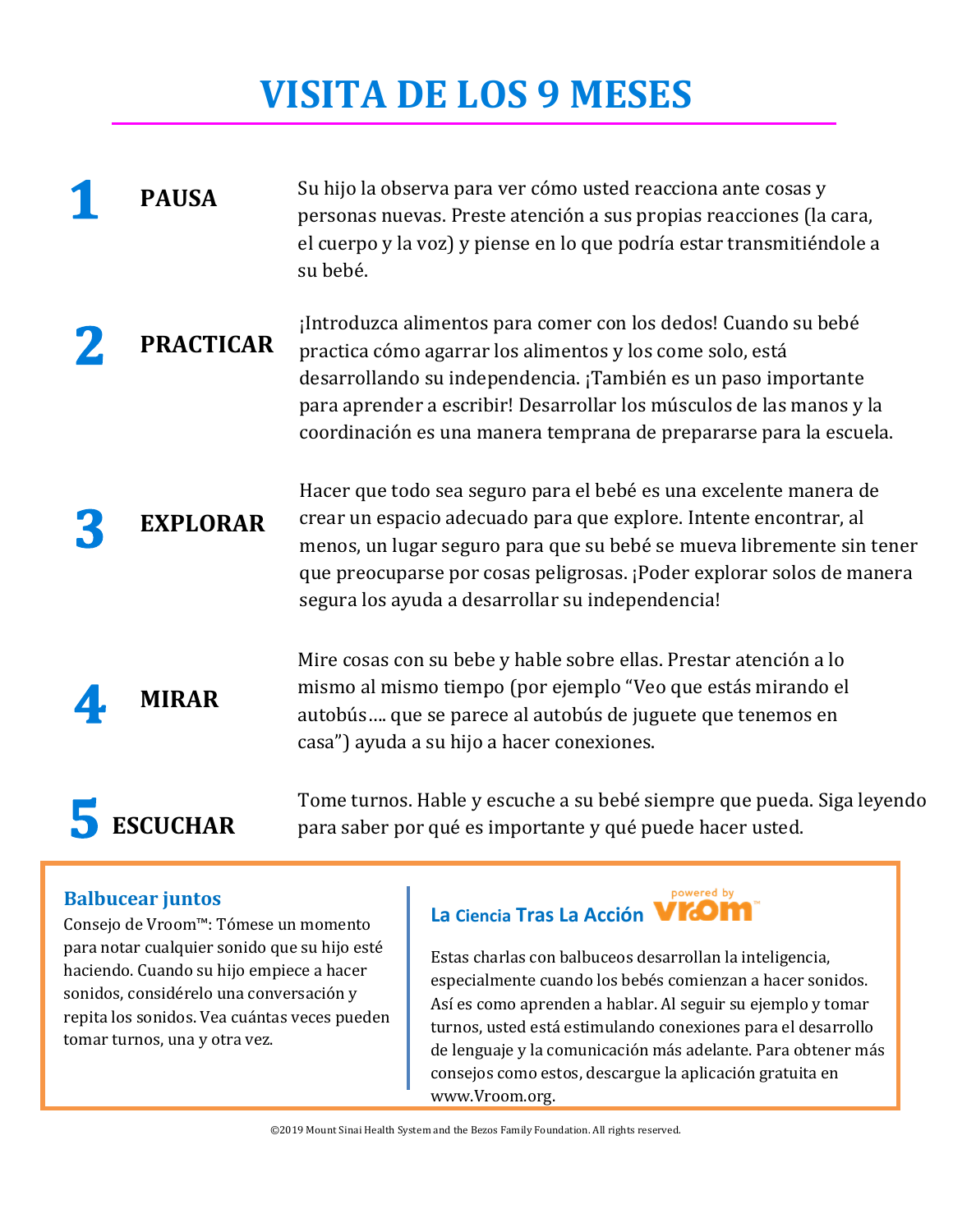# VISITA DE LOS 9 MESES

**1 PAUSA**

Su hijo la observa para ver cómo usted reacciona ante cosas y personas nuevas. Preste atención a sus propias reacciones (la cara, el cuerpo y la voz) y piense en lo que podría estar transmitiéndole a su bebé.

**2 PRACTICAR**

¡Introduzca alimentos para comer con los dedos! Cuando su bebé practica cómo agarrar los alimentos y los come solo, está desarrollando su independencia. ¡También es un paso importante para aprender a escribir! Desarrollar los músculos de las manos y la coordinación es una manera temprana de prepararse para la escuela.

**3 EXPLORAR**

Hacer que todo sea seguro para el bebé es una excelente manera de crear un espacio adecuado para que explore. Intente encontrar, al menos, un lugar seguro para que su bebé se mueva libremente sin tener que preocuparse por cosas peligrosas. ¡Poder explorar solos de manera segura los ayuda a desarrollar su independencia!

**4 MIRAR**

Mire cosas con su bebe y hable sobre ellas. Prestar atención a lo mismo al mismo tiempo (por ejemplo "Veo que estás mirando el autobús…. que se parece al autobús de juguete que tenemos en casa") ayuda a su hijo a hacer conexiones.

**5 ESCUCHAR**

Tome turnos. Hable y escuche a su bebé siempre que pueda. Siga leyendo para saber por qué es importante y qué puede hacer usted.

### Balbucear juntos

Consejo de Vroom™: Tómese un momento para notar cualquier sonido que su hijo esté haciendo. Cuando su hijo empiece a hacer sonidos, considérelo una conversación y repita los sonidos. Vea cuántas veces pueden tomar turnos, una y otra vez.

### La Ciencia Tras La Acción (powered by Vroom™)

Estas charlas con balbuceos desarrollan la inteligencia, especialmente cuando los bebés comienzan a hacer sonidos. Así es como aprenden a hablar. Al seguir su ejemplo y tomar turnos, usted está estimulando conexiones para el desarrollo de lenguaje y la comunicación más adelante. Para obtener más consejos como estos, descargue la aplicación gratuita en www.Vroom.org.

©2019 Mount Sinai Health System and the Bezos Family Foundation. All rights reserved.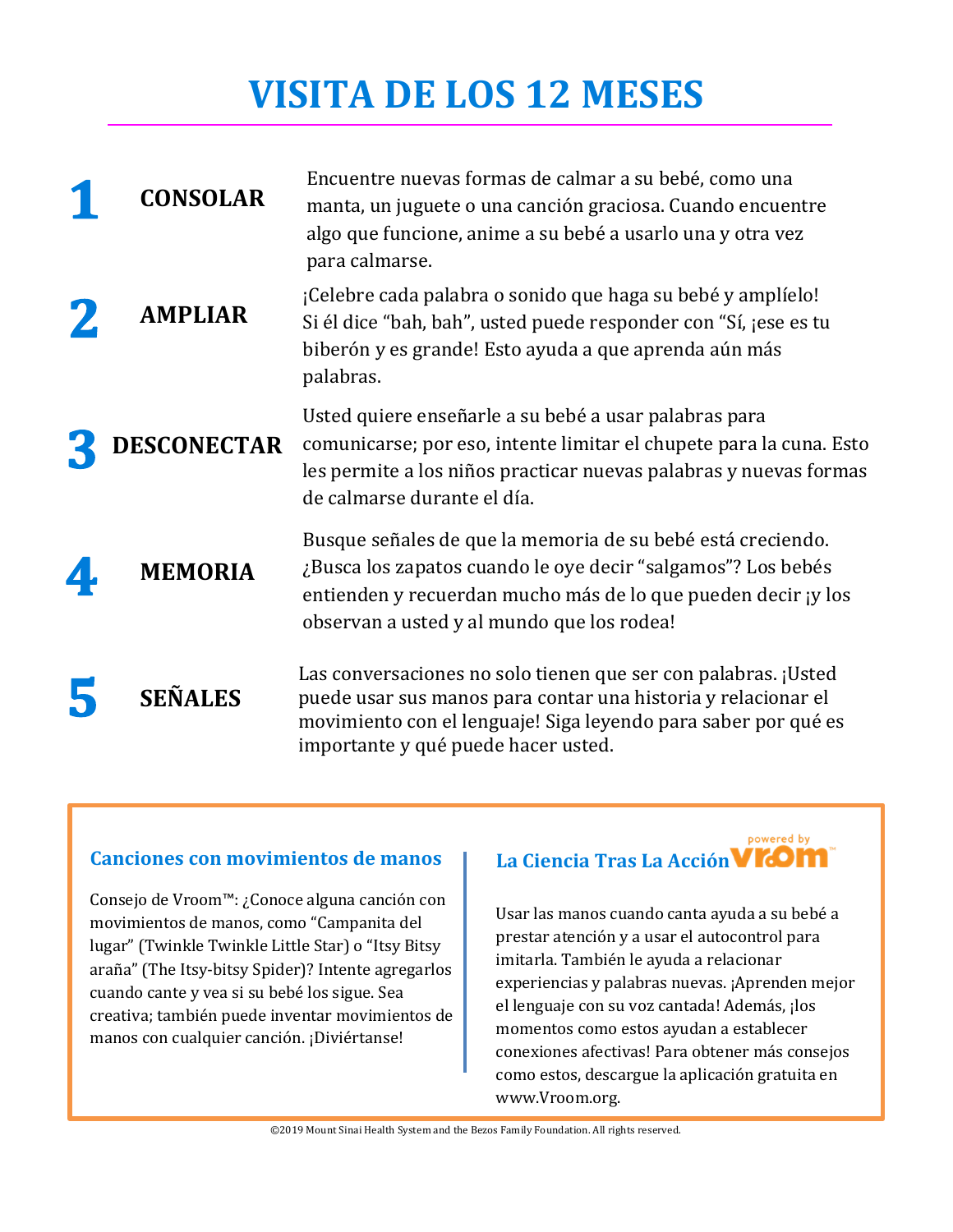# VISITA DE LOS 12 MESES

**1 CONSOLAR**

Encuentre nuevas formas de calmar a su bebé, como una manta, un juguete o una canción graciosa. Cuando encuentre algo que funcione, anime a su bebé a usarlo una y otra vez para calmarse.

**2 AMPLIAR**

¡Celebre cada palabra o sonido que haga su bebé y amplíelo! Si él dice "bah, bah", usted puede responder con "Sí, ¡ese es tu biberón y es grande! Esto ayuda a que aprenda aún más palabras.

**3 DESCONECTAR**

Usted quiere enseñarle a su bebé a usar palabras para comunicarse; por eso, intente limitar el chupete para la cuna. Esto les permite a los niños practicar nuevas palabras y nuevas formas de calmarse durante el día.

**4 MEMORIA**

Busque señales de que la memoria de su bebé está creciendo. ¿Busca los zapatos cuando le oye decir "salgamos"? Los bebés entienden y recuerdan mucho más de lo que pueden decir ¡y los observan a usted y al mundo que los rodea!

**5 SEÑALES**

Las conversaciones no solo tienen que ser con palabras. ¡Usted puede usar sus manos para contar una historia y relacionar el movimiento con el lenguaje! Siga leyendo para saber por qué es importante y qué puede hacer usted.

### Canciones con movimientos de manos

Consejo de Vroom™: ¿Conoce alguna canción con movimientos de manos, como "Campanita del lugar" (Twinkle Twinkle Little Star) o "Itsy Bitsy araña" (The Itsy-bitsy Spider)? Intente agregarlos cuando cante y vea si su bebé los sigue. Sea creativa; también puede inventar movimientos de manos con cualquier canción. ¡Diviértanse!

### La Ciencia Tras La Acción

powered by Vroom™

Usar las manos cuando canta ayuda a su bebé a prestar atención y a usar el autocontrol para imitarla. También le ayuda a relacionar experiencias y palabras nuevas. ¡Aprenden mejor el lenguaje con su voz cantada! Además, ¡los momentos como estos ayudan a establecer conexiones afectivas! Para obtener más consejos como estos, descargue la aplicación gratuita en www.Vroom.org.

©2019 Mount Sinai Health System and the Bezos Family Foundation. All rights reserved.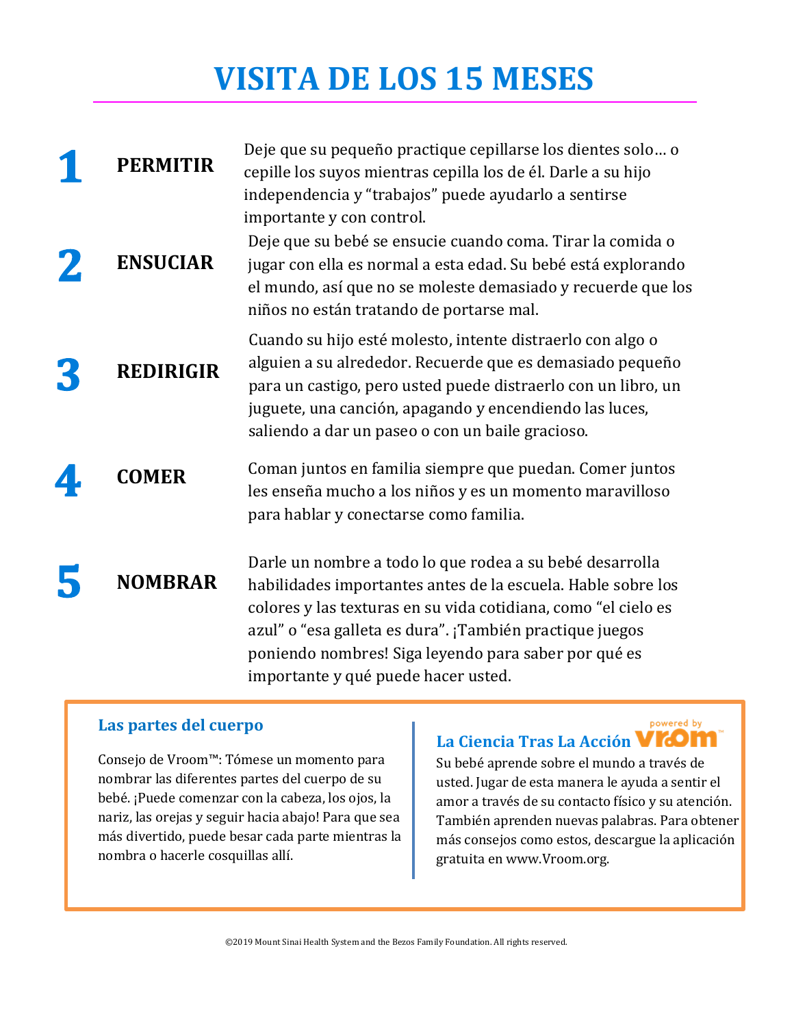# VISITA DE LOS 15 MESES

**1 PERMITIR**

Deje que su pequeño practique cepillarse los dientes solo… o cepille los suyos mientras cepilla los de él. Darle a su hijo independencia y "trabajos" puede ayudarlo a sentirse importante y con control.

**2 ENSUCIAR**

Deje que su bebé se ensucie cuando coma. Tirar la comida o jugar con ella es normal a esta edad. Su bebé está explorando el mundo, así que no se moleste demasiado y recuerde que los niños no están tratando de portarse mal.

**3 REDIRIGIR**

Cuando su hijo esté molesto, intente distraerlo con algo o alguien a su alrededor. Recuerde que es demasiado pequeño para un castigo, pero usted puede distraerlo con un libro, un juguete, una canción, apagando y encendiendo las luces, saliendo a dar un paseo o con un baile gracioso.

**4 COMER**

Coman juntos en familia siempre que puedan. Comer juntos les enseña mucho a los niños y es un momento maravilloso para hablar y conectarse como familia.

**5 NOMBRAR**

Darle un nombre a todo lo que rodea a su bebé desarrolla habilidades importantes antes de la escuela. Hable sobre los colores y las texturas en su vida cotidiana, como "el cielo es azul" o "esa galleta es dura". ¡También practique juegos poniendo nombres! Siga leyendo para saber por qué es importante y qué puede hacer usted.

### Las partes del cuerpo

Consejo de Vroom™: Tómese un momento para nombrar las diferentes partes del cuerpo de su bebé. ¡Puede comenzar con la cabeza, los ojos, la nariz, las orejas y seguir hacia abajo! Para que sea más divertido, puede besar cada parte mientras la nombra o hacerle cosquillas allí.

### La Ciencia Tras La Acción

powered by Vroom™

Su bebé aprende sobre el mundo a través de usted. Jugar de esta manera le ayuda a sentir el amor a través de su contacto físico y su atención. También aprenden nuevas palabras. Para obtener más consejos como estos, descargue la aplicación gratuita en www.Vroom.org.

©2019 Mount Sinai Health System and the Bezos Family Foundation. All rights reserved.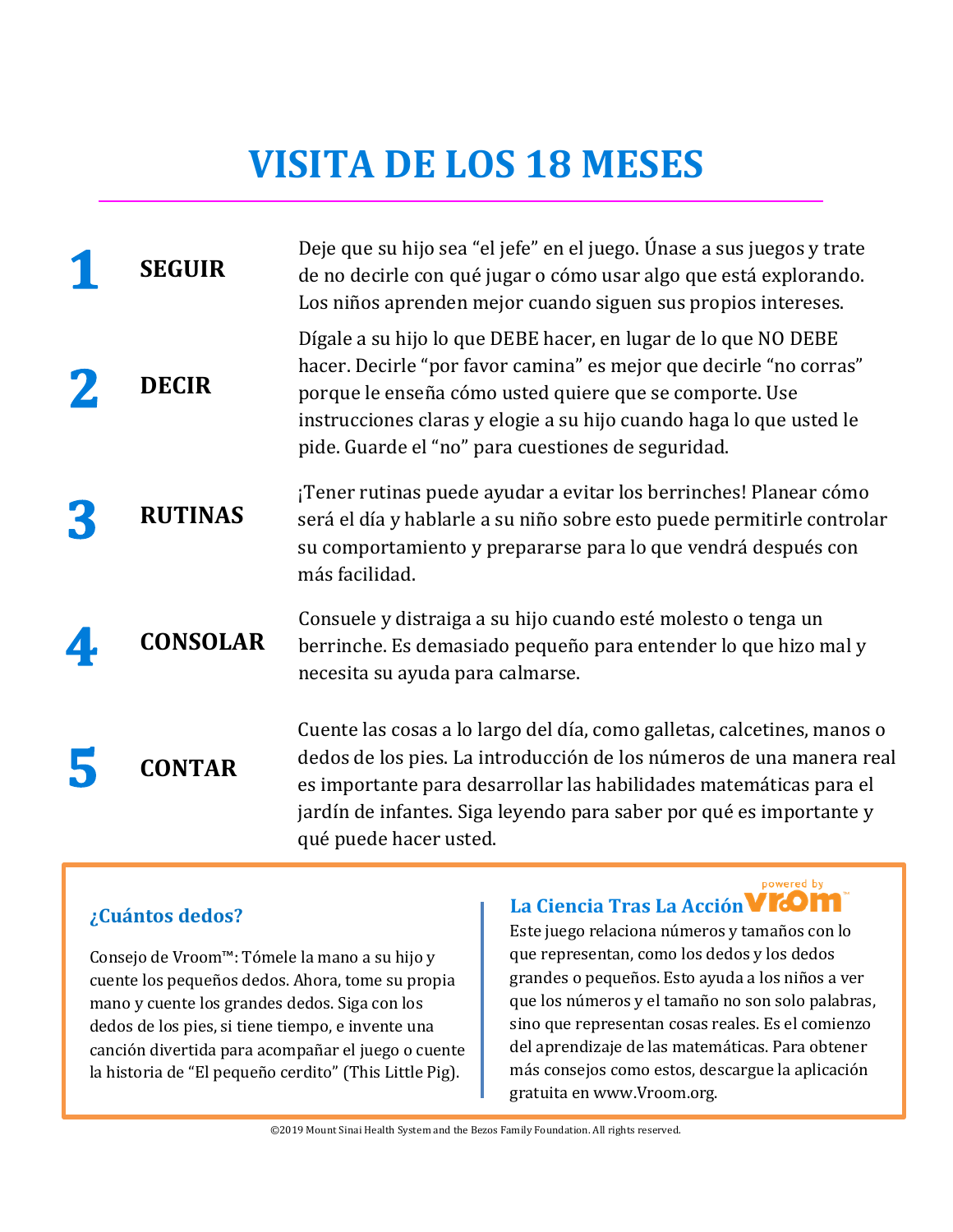# VISITA DE LOS 18 MESES

**1 SEGUIR**

Deje que su hijo sea “el jefe” en el juego. Únase a sus juegos y trate de no decirle con qué jugar o cómo usar algo que está explorando. Los niños aprenden mejor cuando siguen sus propios intereses.

**2 DECIR**

Dígale a su hijo lo que DEBE hacer, en lugar de lo que NO DEBE hacer. Decirle “por favor camina” es mejor que decirle “no corras” porque le enseña cómo usted quiere que se comporte. Use instrucciones claras y elogie a su hijo cuando haga lo que usted le pide. Guarde el “no” para cuestiones de seguridad.

**3 RUTINAS**

¡Tener rutinas puede ayudar a evitar los berrinches! Planear cómo será el día y hablarle a su niño sobre esto puede permitirle controlar su comportamiento y prepararse para lo que vendrá después con más facilidad.

**4 CONSOLAR**

Consuele y distraiga a su hijo cuando esté molesto o tenga un berrinche. Es demasiado pequeño para entender lo que hizo mal y necesita su ayuda para calmarse.

**5 CONTAR**

Cuente las cosas a lo largo del día, como galletas, calcetines, manos o dedos de los pies. La introducción de los números de una manera real es importante para desarrollar las habilidades matemáticas para el jardín de infantes. Siga leyendo para saber por qué es importante y qué puede hacer usted.

### ¿Cuántos dedos?

Consejo de Vroom™: Tómele la mano a su hijo y cuente los pequeños dedos. Ahora, tome su propia mano y cuente los grandes dedos. Siga con los dedos de los pies, si tiene tiempo, e invente una canción divertida para acompañar el juego o cuente la historia de “El pequeño cerdito” (This Little Pig).

### La Ciencia Tras La Acción

powered by Vroom™

Este juego relaciona números y tamaños con lo que representan, como los dedos y los dedos grandes o pequeños. Esto ayuda a los niños a ver que los números y el tamaño no son solo palabras, sino que representan cosas reales. Es el comienzo del aprendizaje de las matemáticas. Para obtener más consejos como estos, descargue la aplicación gratuita en www.Vroom.org.

©2019 Mount Sinai Health System and the Bezos Family Foundation. All rights reserved.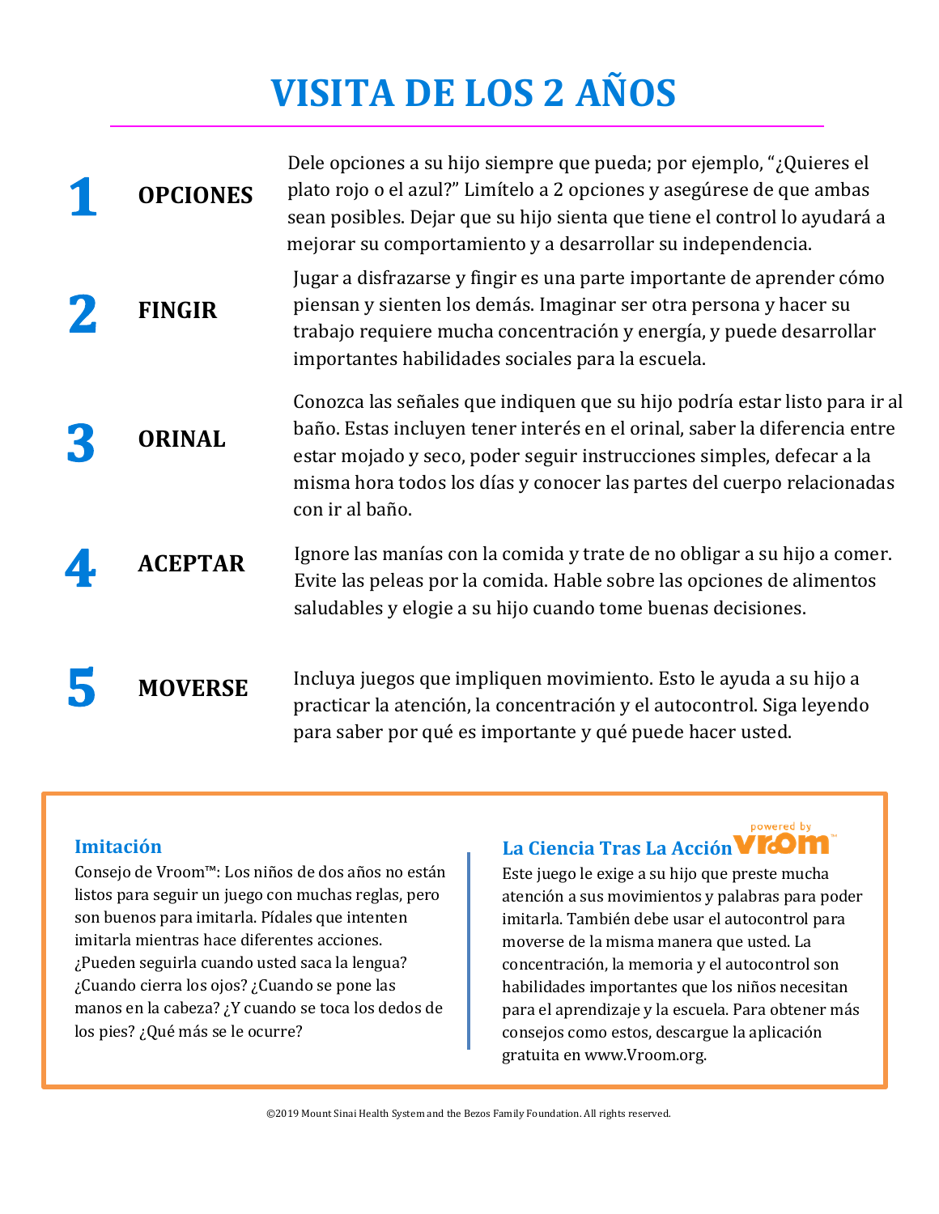# VISITA DE LOS 2 AÑOS

**1** **OPCIONES**

Dele opciones a su hijo siempre que pueda; por ejemplo, "¿Quieres el plato rojo o el azul?" Limítelo a 2 opciones y asegúrese de que ambas sean posibles. Dejar que su hijo sienta que tiene el control lo ayudará a mejorar su comportamiento y a desarrollar su independencia.

**2** **FINGIR**

Jugar a disfrazarse y fingir es una parte importante de aprender cómo piensan y sienten los demás. Imaginar ser otra persona y hacer su trabajo requiere mucha concentración y energía, y puede desarrollar importantes habilidades sociales para la escuela.

**3** **ORINAL**

Conozca las señales que indiquen que su hijo podría estar listo para ir al baño. Estas incluyen tener interés en el orinal, saber la diferencia entre estar mojado y seco, poder seguir instrucciones simples, defecar a la misma hora todos los días y conocer las partes del cuerpo relacionadas con ir al baño.

**4** **ACEPTAR**

Ignore las manías con la comida y trate de no obligar a su hijo a comer. Evite las peleas por la comida. Hable sobre las opciones de alimentos saludables y elogie a su hijo cuando tome buenas decisiones.

**5** **MOVERSE**

Incluya juegos que impliquen movimiento. Esto le ayuda a su hijo a practicar la atención, la concentración y el autocontrol. Siga leyendo para saber por qué es importante y qué puede hacer usted.

### Imitación

Consejo de Vroom™: Los niños de dos años no están listos para seguir un juego con muchas reglas, pero son buenos para imitarla. Pídales que intenten imitarla mientras hace diferentes acciones. ¿Pueden seguirla cuando usted saca la lengua? ¿Cuando cierra los ojos? ¿Cuando se pone las manos en la cabeza? ¿Y cuando se toca los dedos de los pies? ¿Qué más se le ocurre?

### La Ciencia Tras La Acción

powered by vroom™

Este juego le exige a su hijo que preste mucha atención a sus movimientos y palabras para poder imitarla. También debe usar el autocontrol para moverse de la misma manera que usted. La concentración, la memoria y el autocontrol son habilidades importantes que los niños necesitan para el aprendizaje y la escuela. Para obtener más consejos como estos, descargue la aplicación gratuita en www.Vroom.org.

©2019 Mount Sinai Health System and the Bezos Family Foundation. All rights reserved.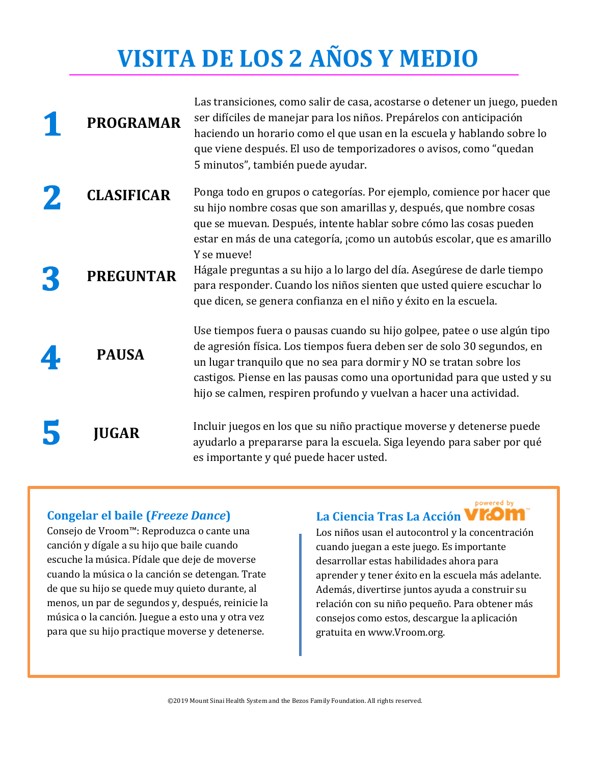# VISITA DE LOS 2 AÑOS Y MEDIO

## 1 PROGRAMAR

Las transiciones, como salir de casa, acostarse o detener un juego, pueden ser difíciles de manejar para los niños. Prepárelos con anticipación haciendo un horario como el que usan en la escuela y hablando sobre lo que viene después. El uso de temporizadores o avisos, como "quedan 5 minutos", también puede ayudar.

## 2 CLASIFICAR

Ponga todo en grupos o categorías. Por ejemplo, comience por hacer que su hijo nombre cosas que son amarillas y, después, que nombre cosas que se muevan. Después, intente hablar sobre cómo las cosas pueden estar en más de una categoría, ¡como un autobús escolar, que es amarillo Y se mueve!

## 3 PREGUNTAR

Hágale preguntas a su hijo a lo largo del día. Asegúrese de darle tiempo para responder. Cuando los niños sienten que usted quiere escuchar lo que dicen, se genera confianza en el niño y éxito en la escuela.

## 4 PAUSA

Use tiempos fuera o pausas cuando su hijo golpee, patee o use algún tipo de agresión física. Los tiempos fuera deben ser de solo 30 segundos, en un lugar tranquilo que no sea para dormir y NO se tratan sobre los castigos. Piense en las pausas como una oportunidad para que usted y su hijo se calmen, respiren profundo y vuelvan a hacer una actividad.

## 5 JUGAR

Incluir juegos en los que su niño practique moverse y detenerse puede ayudarlo a prepararse para la escuela. Siga leyendo para saber por qué es importante y qué puede hacer usted.

### Congelar el baile (*Freeze Dance*)

Consejo de Vroom™: Reproduzca o cante una canción y dígale a su hijo que baile cuando escuche la música. Pídale que deje de moverse cuando la música o la canción se detengan. Trate de que su hijo se quede muy quieto durante, al menos, un par de segundos y, después, reinicie la música o la canción. Juegue a esto una y otra vez para que su hijo practique moverse y detenerse.

### La Ciencia Tras La Acción

powered by Vroom™

Los niños usan el autocontrol y la concentración cuando juegan a este juego. Es importante desarrollar estas habilidades ahora para aprender y tener éxito en la escuela más adelante. Además, divertirse juntos ayuda a construir su relación con su niño pequeño. Para obtener más consejos como estos, descargue la aplicación gratuita en www.Vroom.org.

©2019 Mount Sinai Health System and the Bezos Family Foundation. All rights reserved.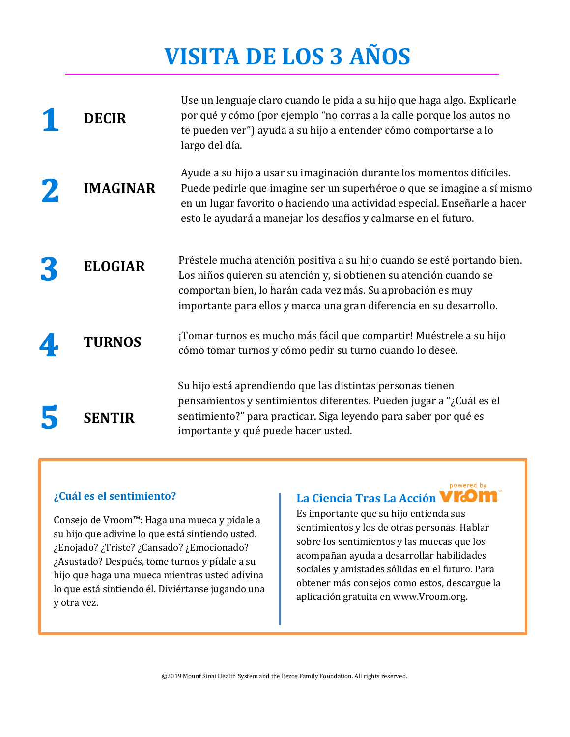# VISITA DE LOS 3 AÑOS

**1** **DECIR**

Use un lenguaje claro cuando le pida a su hijo que haga algo. Explicarle por qué y cómo (por ejemplo "no corras a la calle porque los autos no te pueden ver") ayuda a su hijo a entender cómo comportarse a lo largo del día.

**2** **IMAGINAR**

Ayude a su hijo a usar su imaginación durante los momentos difíciles. Puede pedirle que imagine ser un superhéroe o que se imagine a sí mismo en un lugar favorito o haciendo una actividad especial. Enseñarle a hacer esto le ayudará a manejar los desafíos y calmarse en el futuro.

**3** **ELOGIAR**

Préstele mucha atención positiva a su hijo cuando se esté portando bien. Los niños quieren su atención y, si obtienen su atención cuando se comportan bien, lo harán cada vez más. Su aprobación es muy importante para ellos y marca una gran diferencia en su desarrollo.

**4** **TURNOS**

¡Tomar turnos es mucho más fácil que compartir! Muéstrele a su hijo cómo tomar turnos y cómo pedir su turno cuando lo desee.

**5** **SENTIR**

Su hijo está aprendiendo que las distintas personas tienen pensamientos y sentimientos diferentes. Pueden jugar a "¿Cuál es el sentimiento?" para practicar. Siga leyendo para saber por qué es importante y qué puede hacer usted.

### ¿Cuál es el sentimiento?

Consejo de Vroom™: Haga una mueca y pídale a su hijo que adivine lo que está sintiendo usted. ¿Enojado? ¿Triste? ¿Cansado? ¿Emocionado? ¿Asustado? Después, tome turnos y pídale a su hijo que haga una mueca mientras usted adivina lo que está sintiendo él. Diviértanse jugando una y otra vez.

### La Ciencia Tras La Acción

powered by vroom™

Es importante que su hijo entienda sus sentimientos y los de otras personas. Hablar sobre los sentimientos y las muecas que los acompañan ayuda a desarrollar habilidades sociales y amistades sólidas en el futuro. Para obtener más consejos como estos, descargue la aplicación gratuita en www.Vroom.org.

©2019 Mount Sinai Health System and the Bezos Family Foundation. All rights reserved.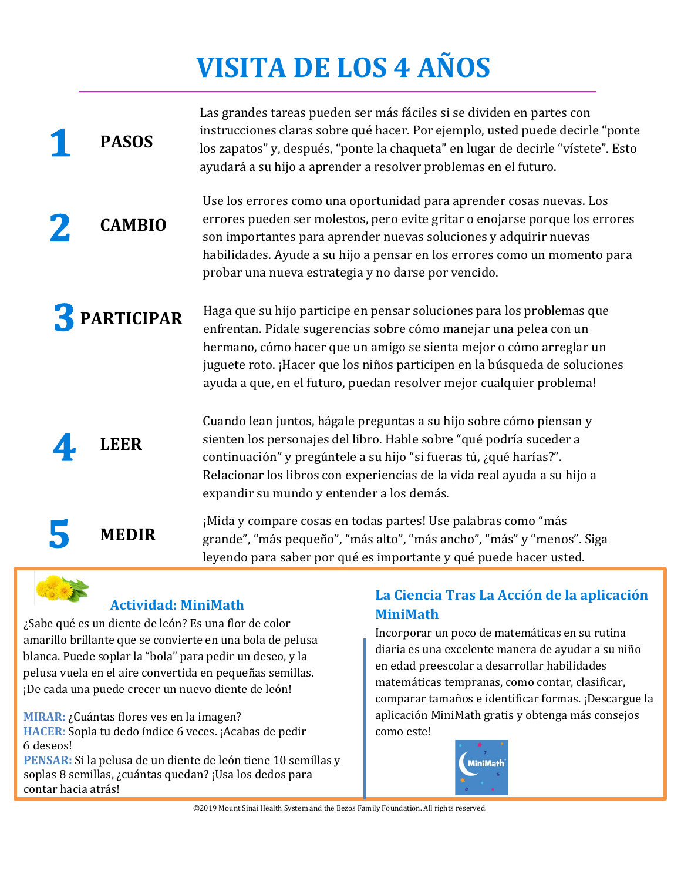# VISITA DE LOS 4 AÑOS

## 1 PASOS

Las grandes tareas pueden ser más fáciles si se dividen en partes con instrucciones claras sobre qué hacer. Por ejemplo, usted puede decirle “ponte los zapatos” y, después, “ponte la chaqueta” en lugar de decirle “vístete”. Esto ayudará a su hijo a aprender a resolver problemas en el futuro.

## 2 CAMBIO

Use los errores como una oportunidad para aprender cosas nuevas. Los errores pueden ser molestos, pero evite gritar o enojarse porque los errores son importantes para aprender nuevas soluciones y adquirir nuevas habilidades. Ayude a su hijo a pensar en los errores como un momento para probar una nueva estrategia y no darse por vencido.

## 3 PARTICIPAR

Haga que su hijo participe en pensar soluciones para los problemas que enfrentan. Pídale sugerencias sobre cómo manejar una pelea con un hermano, cómo hacer que un amigo se sienta mejor o cómo arreglar un juguete roto. ¡Hacer que los niños participen en la búsqueda de soluciones ayuda a que, en el futuro, puedan resolver mejor cualquier problema!

## 4 LEER

Cuando lean juntos, hágale preguntas a su hijo sobre cómo piensan y sienten los personajes del libro. Hable sobre “qué podría suceder a continuación” y pregúntele a su hijo “si fueras tú, ¿qué harías?”. Relacionar los libros con experiencias de la vida real ayuda a su hijo a expandir su mundo y entender a los demás.

## 5 MEDIR

¡Mida y compare cosas en todas partes! Use palabras como “más grande”, “más pequeño”, “más alto”, “más ancho”, “más” y “menos”. Siga leyendo para saber por qué es importante y qué puede hacer usted.

### Actividad: MiniMath

¿Sabe qué es un diente de león? Es una flor de color amarillo brillante que se convierte en una bola de pelusa blanca. Puede soplar la “bola” para pedir un deseo, y la pelusa vuela en el aire convertida en pequeñas semillas. ¡De cada una puede crecer un nuevo diente de león!

**MIRAR:** ¿Cuántas flores ves en la imagen?
**HACER:** Sopla tu dedo índice 6 veces. ¡Acabas de pedir 6 deseos!
**PENSAR:** Si la pelusa de un diente de león tiene 10 semillas y soplas 8 semillas, ¿cuántas quedan? ¡Usa los dedos para contar hacia atrás!

### La Ciencia Tras La Acción de la aplicación MiniMath

Incorporar un poco de matemáticas en su rutina diaria es una excelente manera de ayudar a su niño en edad preescolar a desarrollar habilidades matemáticas tempranas, como contar, clasificar, comparar tamaños e identificar formas. ¡Descargue la aplicación MiniMath gratis y obtenga más consejos como este!

©2019 Mount Sinai Health System and the Bezos Family Foundation. All rights reserved.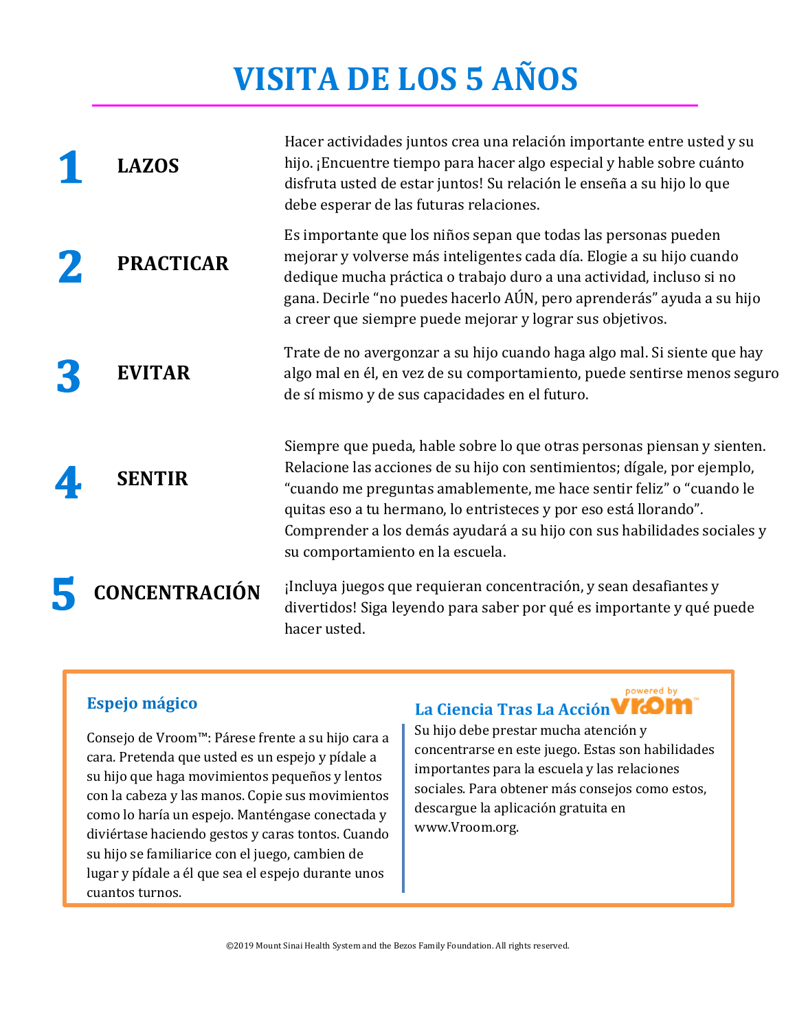# VISITA DE LOS 5 AÑOS

## 1 LAZOS

Hacer actividades juntos crea una relación importante entre usted y su hijo. ¡Encuentre tiempo para hacer algo especial y hable sobre cuánto disfruta usted de estar juntos! Su relación le enseña a su hijo lo que debe esperar de las futuras relaciones.

## 2 PRACTICAR

Es importante que los niños sepan que todas las personas pueden mejorar y volverse más inteligentes cada día. Elogie a su hijo cuando dedique mucha práctica o trabajo duro a una actividad, incluso si no gana. Decirle “no puedes hacerlo AÚN, pero aprenderás” ayuda a su hijo a creer que siempre puede mejorar y lograr sus objetivos.

## 3 EVITAR

Trate de no avergonzar a su hijo cuando haga algo mal. Si siente que hay algo mal en él, en vez de su comportamiento, puede sentirse menos seguro de sí mismo y de sus capacidades en el futuro.

## 4 SENTIR

Siempre que pueda, hable sobre lo que otras personas piensan y sienten. Relacione las acciones de su hijo con sentimientos; dígale, por ejemplo, “cuando me preguntas amablemente, me hace sentir feliz” o “cuando le quitas eso a tu hermano, lo entristeces y por eso está llorando”. Comprender a los demás ayudará a su hijo con sus habilidades sociales y su comportamiento en la escuela.

## 5 CONCENTRACIÓN

¡Incluya juegos que requieran concentración, y sean desafiantes y divertidos! Siga leyendo para saber por qué es importante y qué puede hacer usted.

### Espejo mágico

Consejo de Vroom™: Párese frente a su hijo cara a cara. Pretenda que usted es un espejo y pídale a su hijo que haga movimientos pequeños y lentos con la cabeza y las manos. Copie sus movimientos como lo haría un espejo. Manténgase conectada y diviértase haciendo gestos y caras tontos. Cuando su hijo se familiarice con el juego, cambien de lugar y pídale a él que sea el espejo durante unos cuantos turnos.

### La Ciencia Tras La Acción

powered by Vroom™

Su hijo debe prestar mucha atención y concentrarse en este juego. Estas son habilidades importantes para la escuela y las relaciones sociales. Para obtener más consejos como estos, descargue la aplicación gratuita en www.Vroom.org.

©2019 Mount Sinai Health System and the Bezos Family Foundation. All rights reserved.